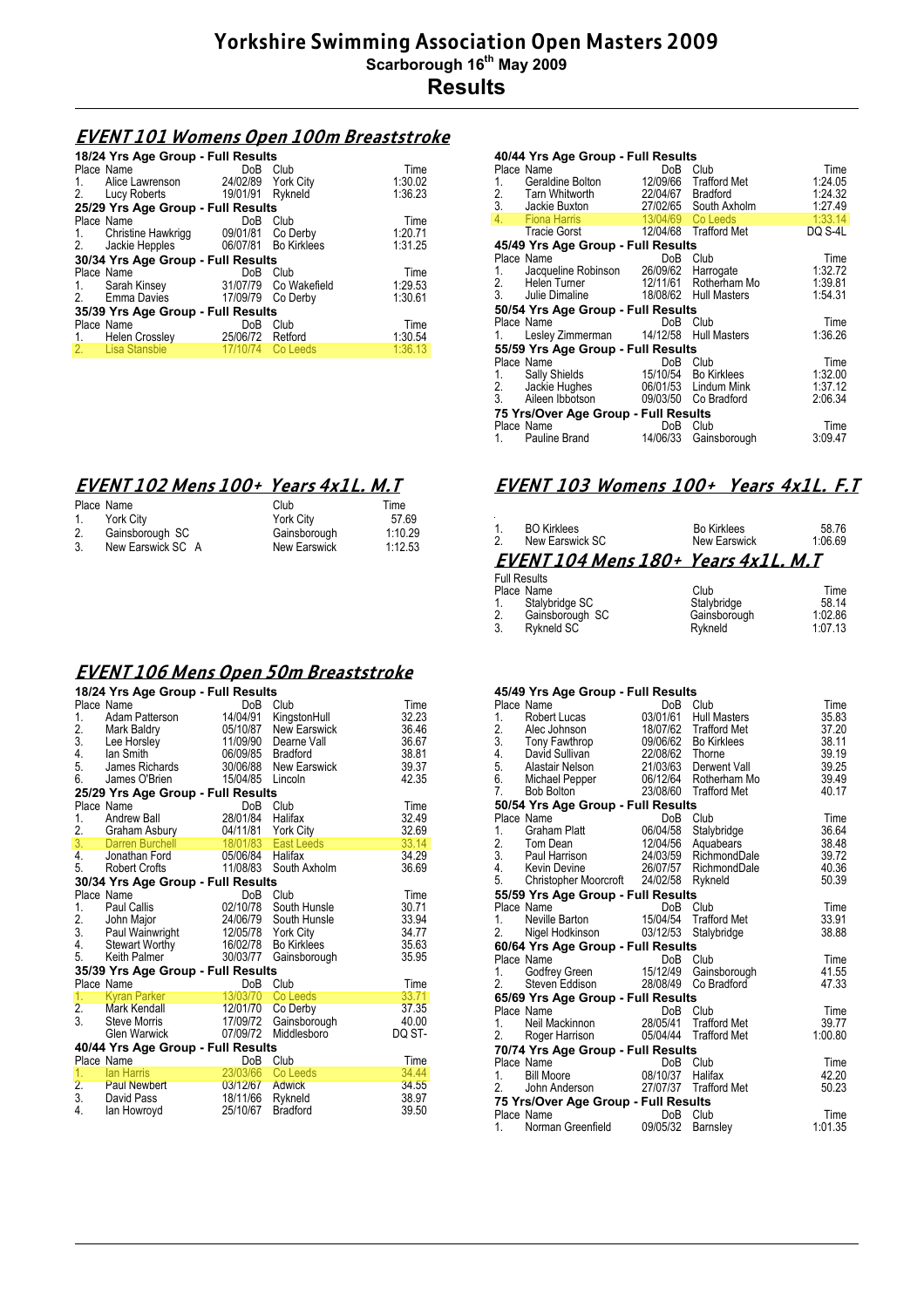# Yorkshire Swimming Association Open Masters 2009

## Scarborough 16th May 2009

## Results

### EVENT 101 Womens Open 100m Breaststroke

**18/24 Yrs Age Group - Full Results**

| Place | Name | DoB | Club | Time |
|---|---|---|---|---|
| 1. | Alice Lawrenson | 24/02/89 | York City | 1:30.02 |
| 2. | Lucy Roberts | 19/01/91 | Rykneld | 1:36.23 |

**25/29 Yrs Age Group - Full Results**

| Place | Name | DoB | Club | Time |
|---|---|---|---|---|
| 1. | Christine Hawkrigg | 09/01/81 | Co Derby | 1:20.71 |
| 2. | Jackie Hepples | 06/07/81 | Bo Kirklees | 1:31.25 |

**30/34 Yrs Age Group - Full Results**

| Place | Name | DoB | Club | Time |
|---|---|---|---|---|
| 1. | Sarah Kinsey | 31/07/79 | Co Wakefield | 1:29.53 |
| 2. | Emma Davies | 17/09/79 | Co Derby | 1:30.61 |

**35/39 Yrs Age Group - Full Results**

| Place | Name | DoB | Club | Time |
|---|---|---|---|---|
| 1. | Helen Crossley | 25/06/72 | Retford | 1:30.54 |
| 2. | Lisa Stansbie | 17/10/74 | Co Leeds | 1:36.13 |

**40/44 Yrs Age Group - Full Results**

| Place | Name | DoB | Club | Time |
|---|---|---|---|---|
| 1. | Geraldine Bolton | 12/09/66 | Trafford Met | 1:24.05 |
| 2. | Tarn Whitworth | 22/04/67 | Bradford | 1:24.32 |
| 3. | Jackie Buxton | 27/02/65 | South Axholm | 1:27.49 |
| 4. | Fiona Harris | 13/04/69 | Co Leeds | 1:33.14 |
| | Tracie Gorst | 12/04/68 | Trafford Met | DQ S-4L |

**45/49 Yrs Age Group - Full Results**

| Place | Name | DoB | Club | Time |
|---|---|---|---|---|
| 1. | Jacqueline Robinson | 26/09/62 | Harrogate | 1:32.72 |
| 2. | Helen Turner | 12/11/61 | Rotherham Mo | 1:39.81 |
| 3. | Julie Dimaline | 18/08/62 | Hull Masters | 1:54.31 |

**50/54 Yrs Age Group - Full Results**

| Place | Name | DoB | Club | Time |
|---|---|---|---|---|
| 1. | Lesley Zimmerman | 14/12/58 | Hull Masters | 1:36.26 |

**55/59 Yrs Age Group - Full Results**

| Place | Name | DoB | Club | Time |
|---|---|---|---|---|
| 1. | Sally Shields | 15/10/54 | Bo Kirklees | 1:32.00 |
| 2. | Jackie Hughes | 06/01/53 | Lindum Mink | 1:37.12 |
| 3. | Aileen Ibbotson | 09/03/50 | Co Bradford | 2:06.34 |

**75 Yrs/Over Age Group - Full Results**

| Place | Name | DoB | Club | Time |
|---|---|---|---|---|
| 1. | Pauline Brand | 14/06/33 | Gainsborough | 3:09.47 |

### EVENT 102 Mens 100+ Years 4x1L. M.T

| Place | Name | Club | Time |
|---|---|---|---|
| 1. | York City | York City | 57.69 |
| 2. | Gainsborough SC | Gainsborough | 1:10.29 |
| 3. | New Earswick SC A | New Earswick | 1:12.53 |

### EVENT 103 Womens 100+ Years 4x1L. F.T

| Place | Name | Club | Time |
|---|---|---|---|
| 1. | BO Kirklees | Bo Kirklees | 58.76 |
| 2. | New Earswick SC | New Earswick | 1:06.69 |

### EVENT 104 Mens 180+ Years 4x1L. M.T

Full Results

| Place | Name | Club | Time |
|---|---|---|---|
| 1. | Stalybridge SC | Stalybridge | 58.14 |
| 2. | Gainsborough SC | Gainsborough | 1:02.86 |
| 3. | Rykneld SC | Rykneld | 1:07.13 |

### EVENT 106 Mens Open 50m Breaststroke

**18/24 Yrs Age Group - Full Results**

| Place | Name | DoB | Club | Time |
|---|---|---|---|---|
| 1. | Adam Patterson | 14/04/91 | KingstonHull | 32.23 |
| 2. | Mark Baldry | 05/10/87 | New Earswick | 36.46 |
| 3. | Lee Horsley | 11/09/90 | Dearne Vall | 36.67 |
| 4. | Ian Smith | 06/09/85 | Bradford | 38.81 |
| 5. | James Richards | 30/06/88 | New Earswick | 39.37 |
| 6. | James O'Brien | 15/04/85 | Lincoln | 42.35 |

**25/29 Yrs Age Group - Full Results**

| Place | Name | DoB | Club | Time |
|---|---|---|---|---|
| 1. | Andrew Ball | 28/01/84 | Halifax | 32.49 |
| 2. | Graham Asbury | 04/11/81 | York City | 32.69 |
| 3. | Darren Burchell | 18/01/83 | East Leeds | 33.14 |
| 4. | Jonathan Ford | 05/06/84 | Halifax | 34.29 |
| 5. | Robert Crofts | 11/08/83 | South Axholm | 36.69 |

**30/34 Yrs Age Group - Full Results**

| Place | Name | DoB | Club | Time |
|---|---|---|---|---|
| 1. | Paul Callis | 02/10/78 | South Hunsle | 30.71 |
| 2. | John Major | 24/06/79 | South Hunsle | 33.94 |
| 3. | Paul Wainwright | 12/05/78 | York City | 34.77 |
| 4. | Stewart Worthy | 16/02/78 | Bo Kirklees | 35.63 |
| 5. | Keith Palmer | 30/03/77 | Gainsborough | 35.95 |

**35/39 Yrs Age Group - Full Results**

| Place | Name | DoB | Club | Time |
|---|---|---|---|---|
| 1. | Kyran Parker | 13/03/70 | Co Leeds | 33.71 |
| 2. | Mark Kendall | 12/01/70 | Co Derby | 37.35 |
| 3. | Steve Morris | 17/09/72 | Gainsborough | 40.00 |
| | Glen Warwick | 07/09/72 | Middlesboro | DQ ST- |

**40/44 Yrs Age Group - Full Results**

| Place | Name | DoB | Club | Time |
|---|---|---|---|---|
| 1. | Ian Harris | 23/03/66 | Co Leeds | 34.44 |
| 2. | Paul Newbert | 03/12/67 | Adwick | 34.55 |
| 3. | David Pass | 18/11/66 | Rykneld | 38.97 |
| 4. | Ian Howroyd | 25/10/67 | Bradford | 39.50 |

**45/49 Yrs Age Group - Full Results**

| Place | Name | DoB | Club | Time |
|---|---|---|---|---|
| 1. | Robert Lucas | 03/01/61 | Hull Masters | 35.83 |
| 2. | Alec Johnson | 18/07/62 | Trafford Met | 37.20 |
| 3. | Tony Fawthrop | 09/06/62 | Bo Kirklees | 38.11 |
| 4. | David Sullivan | 22/08/62 | Thorne | 39.19 |
| 5. | Alastair Nelson | 21/03/63 | Derwent Vall | 39.25 |
| 6. | Michael Pepper | 06/12/64 | Rotherham Mo | 39.49 |
| 7. | Bob Bolton | 23/08/60 | Trafford Met | 40.17 |

**50/54 Yrs Age Group - Full Results**

| Place | Name | DoB | Club | Time |
|---|---|---|---|---|
| 1. | Graham Platt | 06/04/58 | Stalybridge | 36.64 |
| 2. | Tom Dean | 12/04/56 | Aquabears | 38.48 |
| 3. | Paul Harrison | 24/03/59 | RichmondDale | 39.72 |
| 4. | Kevin Devine | 26/07/57 | RichmondDale | 40.36 |
| 5. | Christopher Moorcroft | 24/02/58 | Rykneld | 50.39 |

**55/59 Yrs Age Group - Full Results**

| Place | Name | DoB | Club | Time |
|---|---|---|---|---|
| 1. | Neville Barton | 15/04/54 | Trafford Met | 33.91 |
| 2. | Nigel Hodkinson | 03/12/53 | Stalybridge | 38.88 |

**60/64 Yrs Age Group - Full Results**

| Place | Name | DoB | Club | Time |
|---|---|---|---|---|
| 1. | Godfrey Green | 15/12/49 | Gainsborough | 41.55 |
| 2. | Steven Eddison | 28/08/49 | Co Bradford | 47.33 |

**65/69 Yrs Age Group - Full Results**

| Place | Name | DoB | Club | Time |
|---|---|---|---|---|
| 1. | Neil Mackinnon | 28/05/41 | Trafford Met | 39.77 |
| 2. | Roger Harrison | 05/04/44 | Trafford Met | 1:00.80 |

**70/74 Yrs Age Group - Full Results**

| Place | Name | DoB | Club | Time |
|---|---|---|---|---|
| 1. | Bill Moore | 08/10/37 | Halifax | 42.20 |
| 2. | John Anderson | 27/07/37 | Trafford Met | 50.23 |

**75 Yrs/Over Age Group - Full Results**

| Place | Name | DoB | Club | Time |
|---|---|---|---|---|
| 1. | Norman Greenfield | 09/05/32 | Barnsley | 1:01.35 |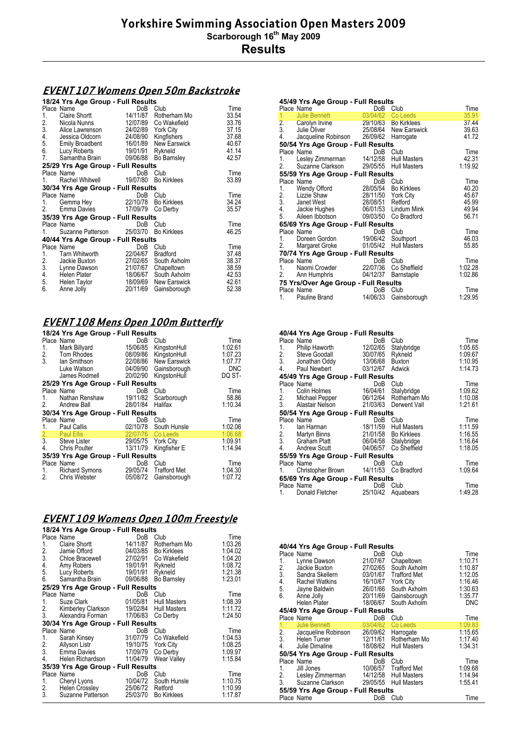# Yorkshire Swimming Association Open Masters 2009

**Scarborough 16th May 2009**

## Results

## EVENT 107 Womens Open 50m Backstroke

**18/24 Yrs Age Group - Full Results**

| Place | Name | DoB | Club | Time |
|---|---|---|---|---|
| 1. | Claire Shortt | 14/11/87 | Rotherham Mo | 33.54 |
| 2. | Nicola Nunns | 12/07/89 | Co Wakefield | 33.76 |
| 3. | Alice Lawrenson | 24/02/89 | York City | 37.15 |
| 4. | Jessica Oldcorn | 24/08/90 | Kingfishers | 37.68 |
| 5. | Emily Broadbent | 16/01/89 | New Earswick | 40.67 |
| 6. | Lucy Roberts | 19/01/91 | Rykneld | 41.14 |
| 7. | Samantha Brain | 09/06/88 | Bo Barnsley | 42.57 |

**25/29 Yrs Age Group - Full Results**

| Place | Name | DoB | Club | Time |
|---|---|---|---|---|
| 1. | Rachel Whitwell | 19/07/80 | Bo Kirklees | 33.89 |

**30/34 Yrs Age Group - Full Results**

| Place | Name | DoB | Club | Time |
|---|---|---|---|---|
| 1. | Gemma Hey | 22/10/78 | Bo Kirklees | 34.24 |
| 2. | Emma Davies | 17/09/79 | Co Derby | 35.57 |

**35/39 Yrs Age Group - Full Results**

| Place | Name | DoB | Club | Time |
|---|---|---|---|---|
| 1. | Suzanne Patterson | 25/03/70 | Bo Kirklees | 46.25 |

**40/44 Yrs Age Group - Full Results**

| Place | Name | DoB | Club | Time |
|---|---|---|---|---|
| 1. | Tarn Whitworth | 22/04/67 | Bradford | 37.48 |
| 2. | Jackie Buxton | 27/02/65 | South Axholm | 38.37 |
| 3. | Lynne Dawson | 21/07/67 | Chapeltown | 38.59 |
| 4. | Helen Plater | 18/06/67 | South Axholm | 42.53 |
| 5. | Helen Taylor | 18/09/69 | New Earswick | 42.61 |
| 6. | Anne Jolly | 20/11/69 | Gainsborough | 52.38 |

**45/49 Yrs Age Group - Full Results**

| Place | Name | DoB | Club | Time |
|---|---|---|---|---|
| 1. | Julie Bennett | 03/04/62 | Co Leeds | 35.91 |
| 2. | Carolyn Irvine | 29/10/63 | Bo Kirklees | 37.44 |
| 3. | Julie Oliver | 25/08/64 | New Earswick | 39.63 |
| 4. | Jacqueline Robinson | 26/09/62 | Harrogate | 41.72 |

**50/54 Yrs Age Group - Full Results**

| Place | Name | DoB | Club | Time |
|---|---|---|---|---|
| 1. | Lesley Zimmerman | 14/12/58 | Hull Masters | 42.31 |
| 2. | Suzanne Clarkson | 29/05/55 | Hull Masters | 1:19.92 |

**55/59 Yrs Age Group - Full Results**

| Place | Name | DoB | Club | Time |
|---|---|---|---|---|
| 1. | Wendy Offord | 28/05/54 | Bo Kirklees | 40.20 |
| 2. | Lizzie Shaw | 28/11/50 | York City | 45.67 |
| 3. | Janet West | 28/08/51 | Retford | 45.99 |
| 4. | Jackie Hughes | 06/01/53 | Lindum Mink | 49.94 |
| 5. | Aileen Ibbotson | 09/03/50 | Co Bradford | 56.71 |

**65/69 Yrs Age Group - Full Results**

| Place | Name | DoB | Club | Time |
|---|---|---|---|---|
| 1. | Doreen Gordon | 19/06/42 | Southport | 46.03 |
| 2. | Margaret Groke | 01/05/42 | Hull Masters | 55.85 |

**70/74 Yrs Age Group - Full Results**

| Place | Name | DoB | Club | Time |
|---|---|---|---|---|
| 1. | Naomi Crowder | 22/07/36 | Co Sheffield | 1:02.28 |
| 2. | Ann Humphris | 04/12/37 | Barnstaple | 1:02.86 |

**75 Yrs/Over Age Group - Full Results**

| Place | Name | DoB | Club | Time |
|---|---|---|---|---|
| 1. | Pauline Brand | 14/06/33 | Gainsborough | 1:29.95 |

## EVENT 108 Mens Open 100m Butterfly

**18/24 Yrs Age Group - Full Results**

| Place | Name | DoB | Club | Time |
|---|---|---|---|---|
| 1. | Mark Billyard | 15/06/85 | KingstonHull | 1:02.61 |
| 2. | Tom Rhodes | 08/09/86 | KingstonHull | 1:07.23 |
| 3. | Ian Smithson | 22/08/86 | New Earswick | 1:07.77 |
| | Luke Watson | 04/09/90 | Gainsborough | DNC |
| | James Rodmell | 20/02/90 | KingstonHull | DQ ST- |

**25/29 Yrs Age Group - Full Results**

| Place | Name | DoB | Club | Time |
|---|---|---|---|---|
| 1. | Nathan Renshaw | 19/11/82 | Scarborough | 58.86 |
| 2. | Andrew Ball | 28/01/84 | Halifax | 1:10.34 |

**30/34 Yrs Age Group - Full Results**

| Place | Name | DoB | Club | Time |
|---|---|---|---|---|
| 1. | Paul Callis | 02/10/78 | South Hunsle | 1:02.06 |
| 2. | Paul Ellis | 22/07/76 | Co Leeds | 1:06.68 |
| 3. | Steve Lister | 29/05/75 | York City | 1:09.91 |
| 4. | Chris Poulter | 13/11/79 | Kingfisher E | 1:14.94 |

**35/39 Yrs Age Group - Full Results**

| Place | Name | DoB | Club | Time |
|---|---|---|---|---|
| 1. | Richard Symons | 29/05/74 | Trafford Met | 1:04.30 |
| 2. | Chris Webster | 05/08/72 | Gainsborough | 1:07.72 |

**40/44 Yrs Age Group - Full Results**

| Place | Name | DoB | Club | Time |
|---|---|---|---|---|
| 1. | Philip Haworth | 12/02/65 | Stalybridge | 1:05.65 |
| 2. | Steve Goodall | 30/07/65 | Rykneld | 1:09.67 |
| 3. | Jonathan Oddy | 13/06/68 | Buxton | 1:10.95 |
| 4. | Paul Newbert | 03/12/67 | Adwick | 1:14.73 |

**45/49 Yrs Age Group - Full Results**

| Place | Name | DoB | Club | Time |
|---|---|---|---|---|
| 1. | Colin Holmes | 16/04/61 | Stalybridge | 1:09.62 |
| 2. | Michael Pepper | 06/12/64 | Rotherham Mo | 1:10.08 |
| 3. | Alastair Nelson | 21/03/63 | Derwent Vall | 1:21.61 |

**50/54 Yrs Age Group - Full Results**

| Place | Name | DoB | Club | Time |
|---|---|---|---|---|
| 1. | Ian Harman | 18/11/59 | Hull Masters | 1:11.59 |
| 2. | Martyn Binns | 21/01/58 | Bo Kirklees | 1:16.55 |
| 3. | Graham Platt | 06/04/58 | Stalybridge | 1:16.64 |
| 4. | Andrew Scutt | 04/06/57 | Co Sheffield | 1:18.05 |

**55/59 Yrs Age Group - Full Results**

| Place | Name | DoB | Club | Time |
|---|---|---|---|---|
| 1. | Christopher Brown | 14/11/53 | Co Bradford | 1:09.64 |

**65/69 Yrs Age Group - Full Results**

| Place | Name | DoB | Club | Time |
|---|---|---|---|---|
| 1. | Donald Fletcher | 25/10/42 | Aquabears | 1:49.28 |

## EVENT 109 Womens Open 100m Freestyle

**18/24 Yrs Age Group - Full Results**

| Place | Name | DoB | Club | Time |
|---|---|---|---|---|
| 1. | Claire Shortt | 14/11/87 | Rotherham Mo | 1:03.26 |
| 2. | Jamie Offord | 04/03/85 | Bo Kirklees | 1:04.02 |
| 3. | Chloe Bracewell | 27/02/91 | Co Wakefield | 1:04.20 |
| 4. | Amy Robers | 19/01/91 | Rykneld | 1:08.72 |
| 5. | Lucy Roberts | 19/01/91 | Rykneld | 1:21.38 |
| 6. | Samantha Brain | 09/06/88 | Bo Barnsley | 1:23.01 |

**25/29 Yrs Age Group - Full Results**

| Place | Name | DoB | Club | Time |
|---|---|---|---|---|
| 1. | Suze Clark | 01/05/81 | Hull Masters | 1:08.39 |
| 2. | Kimberley Clarkson | 19/02/84 | Hull Masters | 1:11.72 |
| 3. | Alexandra Forman | 17/06/83 | Co Derby | 1:24.50 |

**30/34 Yrs Age Group - Full Results**

| Place | Name | DoB | Club | Time |
|---|---|---|---|---|
| 1. | Sarah Kinsey | 31/07/79 | Co Wakefield | 1:04.53 |
| 2. | Allyson Listr | 19/10/75 | York City | 1:08.25 |
| 3. | Emma Davies | 17/09/79 | Co Derby | 1:09.97 |
| 4. | Helen Richardson | 11/04/79 | Wear Valley | 1:15.84 |

**35/39 Yrs Age Group - Full Results**

| Place | Name | DoB | Club | Time |
|---|---|---|---|---|
| 1. | Cheryl Lyons | 10/04/72 | South Hunsle | 1:10.75 |
| 2. | Helen Crossley | 25/06/72 | Retford | 1:10.99 |
| 3. | Suzanne Patterson | 25/03/70 | Bo Kirklees | 1:17.87 |

**40/44 Yrs Age Group - Full Results**

| Place | Name | DoB | Club | Time |
|---|---|---|---|---|
| 1. | Lynne Dawson | 21/07/67 | Chapeltown | 1:10.71 |
| 2. | Jackie Buxton | 27/02/65 | South Axholm | 1:10.87 |
| 3. | Sandra Skellern | 03/01/67 | Trafford Met | 1:12.05 |
| 4. | Rachel Watkins | 16/10/67 | York City | 1:16.46 |
| 5. | Jayne Baldwin | 26/01/66 | South Axholm | 1:30.63 |
| 6. | Anne Jolly | 20/11/69 | Gainsborough | 1:35.77 |
| | Helen Plater | 18/06/67 | South Axholm | DNC |

**45/49 Yrs Age Group - Full Results**

| Place | Name | DoB | Club | Time |
|---|---|---|---|---|
| 1. | Julie Bennett | 03/04/62 | Co Leeds | 1:09.83 |
| 2. | Jacqueline Robinson | 26/09/62 | Harrogate | 1:15.65 |
| 3. | Helen Turner | 12/11/61 | Rotherham Mo | 1:17.40 |
| 4. | Julie Dimaline | 18/08/62 | Hull Masters | 1:34.31 |

**50/54 Yrs Age Group - Full Results**

| Place | Name | DoB | Club | Time |
|---|---|---|---|---|
| 1. | Jill Jones | 10/06/57 | Trafford Met | 1:09.68 |
| 2. | Lesley Zimmerman | 14/12/58 | Hull Masters | 1:14.94 |
| 3. | Suzanne Clarkson | 29/05/55 | Hull Masters | 1:55.41 |

**55/59 Yrs Age Group - Full Results**

| Place | Name | DoB | Club | Time |
|---|---|---|---|---|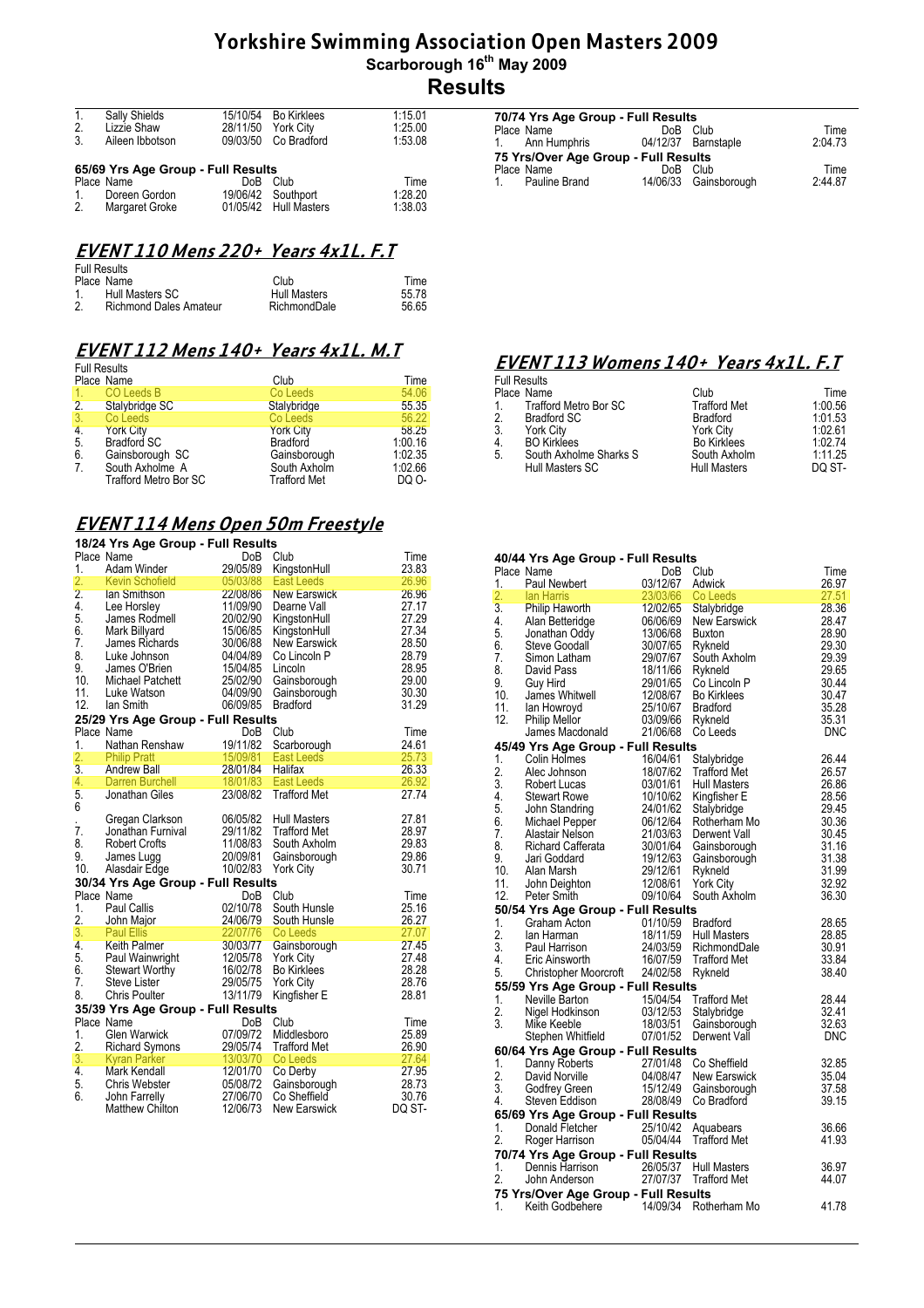# Yorkshire Swimming Association Open Masters 2009

**Scarborough 16th May 2009**

## Results

| Place | Name | DoB | Club | Time |
|---|---|---|---|---|
| 1. | Sally Shields | 15/10/54 | Bo Kirklees | 1:15.01 |
| 2. | Lizzie Shaw | 28/11/50 | York City | 1:25.00 |
| 3. | Aileen Ibbotson | 09/03/50 | Co Bradford | 1:53.08 |

**65/69 Yrs Age Group - Full Results**

| Place | Name | DoB | Club | Time |
|---|---|---|---|---|
| 1. | Doreen Gordon | 19/06/42 | Southport | 1:28.20 |
| 2. | Margaret Groke | 01/05/42 | Hull Masters | 1:38.03 |

**70/74 Yrs Age Group - Full Results**

| Place | Name | DoB | Club | Time |
|---|---|---|---|---|
| 1. | Ann Humphris | 04/12/37 | Barnstaple | 2:04.73 |

**75 Yrs/Over Age Group - Full Results**

| Place | Name | DoB | Club | Time |
|---|---|---|---|---|
| 1. | Pauline Brand | 14/06/33 | Gainsborough | 2:44.87 |

## EVENT 110 Mens 220+ Years 4x1L. F.T

Full Results

| Place | Name | Club | Time |
|---|---|---|---|
| 1. | Hull Masters SC | Hull Masters | 55.78 |
| 2. | Richmond Dales Amateur | RichmondDale | 56.65 |

## EVENT 112 Mens 140+ Years 4x1L. M.T

Full Results

| Place | Name | Club | Time |
|---|---|---|---|
| 1. | CO Leeds B | Co Leeds | 54.06 |
| 2. | Stalybridge SC | Stalybridge | 55.35 |
| 3. | Co Leeds | Co Leeds | 56.22 |
| 4. | York City | York City | 58.25 |
| 5. | Bradford SC | Bradford | 1:00.16 |
| 6. | Gainsborough SC | Gainsborough | 1:02.35 |
| 7. | South Axholme A | South Axholm | 1:02.66 |
| | Trafford Metro Bor SC | Trafford Met | DQ O- |

## EVENT 113 Womens 140+ Years 4x1L. F.T

Full Results

| Place | Name | Club | Time |
|---|---|---|---|
| 1. | Trafford Metro Bor SC | Trafford Met | 1:00.56 |
| 2. | Bradford SC | Bradford | 1:01.53 |
| 3. | York City | York City | 1:02.61 |
| 4. | BO Kirklees | Bo Kirklees | 1:02.74 |
| 5. | South Axholme Sharks S | South Axholm | 1:11.25 |
| | Hull Masters SC | Hull Masters | DQ ST- |

## EVENT 114 Mens Open 50m Freestyle

**18/24 Yrs Age Group - Full Results**

| Place | Name | DoB | Club | Time |
|---|---|---|---|---|
| 1. | Adam Winder | 29/05/89 | KingstonHull | 23.83 |
| 2. | Kevin Schofield | 05/03/88 | East Leeds | 26.96 |
| 2. | Ian Smithson | 22/08/86 | New Earswick | 26.96 |
| 4. | Lee Horsley | 11/09/90 | Dearne Vall | 27.17 |
| 5. | James Rodmell | 20/02/90 | KingstonHull | 27.29 |
| 6. | Mark Billyard | 15/06/85 | KingstonHull | 27.34 |
| 7. | James Richards | 30/06/88 | New Earswick | 28.50 |
| 8. | Luke Johnson | 04/04/89 | Co Lincoln P | 28.79 |
| 9. | James O'Brien | 15/04/85 | Lincoln | 28.95 |
| 10. | Michael Patchett | 25/02/90 | Gainsborough | 29.00 |
| 11. | Luke Watson | 04/09/90 | Gainsborough | 30.30 |
| 12. | Ian Smith | 06/09/85 | Bradford | 31.29 |

**25/29 Yrs Age Group - Full Results**

| Place | Name | DoB | Club | Time |
|---|---|---|---|---|
| 1. | Nathan Renshaw | 19/11/82 | Scarborough | 24.61 |
| 2. | Philip Pratt | 15/09/81 | East Leeds | 25.73 |
| 3. | Andrew Ball | 28/01/84 | Halifax | 26.33 |
| 4. | Darren Burchell | 18/01/83 | East Leeds | 26.92 |
| 5. | Jonathan Giles | 23/08/82 | Trafford Met | 27.74 |
| 6. | Gregan Clarkson | 06/05/82 | Hull Masters | 27.81 |
| 7. | Jonathan Furnival | 29/11/82 | Trafford Met | 28.97 |
| 8. | Robert Crofts | 11/08/83 | South Axholm | 29.83 |
| 9. | James Lugg | 20/09/81 | Gainsborough | 29.86 |
| 10. | Alasdair Edge | 10/02/83 | York City | 30.71 |

**30/34 Yrs Age Group - Full Results**

| Place | Name | DoB | Club | Time |
|---|---|---|---|---|
| 1. | Paul Callis | 02/10/78 | South Hunsle | 25.16 |
| 2. | John Major | 24/06/79 | South Hunsle | 26.27 |
| 3. | Paul Ellis | 22/07/76 | Co Leeds | 27.07 |
| 4. | Keith Palmer | 30/03/77 | Gainsborough | 27.45 |
| 5. | Paul Wainwright | 12/05/78 | York City | 27.48 |
| 6. | Stewart Worthy | 16/02/78 | Bo Kirklees | 28.28 |
| 7. | Steve Lister | 29/05/75 | York City | 28.76 |
| 8. | Chris Poulter | 13/11/79 | Kingfisher E | 28.81 |

**35/39 Yrs Age Group - Full Results**

| Place | Name | DoB | Club | Time |
|---|---|---|---|---|
| 1. | Glen Warwick | 07/09/72 | Middlesboro | 25.89 |
| 2. | Richard Symons | 29/05/74 | Trafford Met | 26.90 |
| 3. | Kyran Parker | 13/03/70 | Co Leeds | 27.64 |
| 4. | Mark Kendall | 12/01/70 | Co Derby | 27.95 |
| 5. | Chris Webster | 05/08/72 | Gainsborough | 28.73 |
| 6. | John Farrelly | 27/06/70 | Co Sheffield | 30.76 |
| | Matthew Chilton | 12/06/73 | New Earswick | DQ ST- |

**40/44 Yrs Age Group - Full Results**

| Place | Name | DoB | Club | Time |
|---|---|---|---|---|
| 1. | Paul Newbert | 03/12/67 | Adwick | 26.97 |
| 2. | Ian Harris | 23/03/66 | Co Leeds | 27.51 |
| 3. | Philip Haworth | 12/02/65 | Stalybridge | 28.36 |
| 4. | Alan Betteridge | 06/06/69 | New Earswick | 28.47 |
| 5. | Jonathan Oddy | 13/06/68 | Buxton | 28.90 |
| 6. | Steve Goodall | 30/07/65 | Rykneld | 29.30 |
| 7. | Simon Latham | 29/07/67 | South Axholm | 29.39 |
| 8. | David Pass | 18/11/66 | Rykneld | 29.65 |
| 9. | Guy Hird | 29/01/65 | Co Lincoln P | 30.44 |
| 10. | James Whitwell | 12/08/67 | Bo Kirklees | 30.47 |
| 11. | Ian Howroyd | 25/10/67 | Bradford | 35.28 |
| 12. | Philip Mellor | 03/09/66 | Rykneld | 35.31 |
| | James Macdonald | 21/06/68 | Co Leeds | DNC |

**45/49 Yrs Age Group - Full Results**

| Place | Name | DoB | Club | Time |
|---|---|---|---|---|
| 1. | Colin Holmes | 16/04/61 | Stalybridge | 26.44 |
| 2. | Alec Johnson | 18/07/62 | Trafford Met | 26.57 |
| 3. | Robert Lucas | 03/01/61 | Hull Masters | 26.86 |
| 4. | Stewart Rowe | 10/10/62 | Kingfisher E | 28.56 |
| 5. | John Standring | 24/01/62 | Stalybridge | 29.45 |
| 6. | Michael Pepper | 06/12/64 | Rotherham Mo | 30.36 |
| 7. | Alastair Nelson | 21/03/63 | Derwent Vall | 30.45 |
| 8. | Richard Cafferata | 30/01/64 | Gainsborough | 31.16 |
| 9. | Jari Goddard | 19/12/63 | Gainsborough | 31.38 |
| 10. | Alan Marsh | 29/12/61 | Rykneld | 31.99 |
| 11. | John Deighton | 12/08/61 | York City | 32.92 |
| 12. | Peter Smith | 09/10/64 | South Axholm | 36.30 |

**50/54 Yrs Age Group - Full Results**

| Place | Name | DoB | Club | Time |
|---|---|---|---|---|
| 1. | Graham Acton | 01/10/59 | Bradford | 28.65 |
| 2. | Ian Harman | 18/11/59 | Hull Masters | 28.85 |
| 3. | Paul Harrison | 24/03/59 | RichmondDale | 30.91 |
| 4. | Eric Ainsworth | 16/07/59 | Trafford Met | 33.84 |
| 5. | Christopher Moorcroft | 24/02/58 | Rykneld | 38.40 |

**55/59 Yrs Age Group - Full Results**

| Place | Name | DoB | Club | Time |
|---|---|---|---|---|
| 1. | Neville Barton | 15/04/54 | Trafford Met | 28.44 |
| 2. | Nigel Hodkinson | 03/12/53 | Stalybridge | 32.41 |
| 3. | Mike Keeble | 18/03/51 | Gainsborough | 32.63 |
| | Stephen Whitfield | 07/01/52 | Derwent Vall | DNC |

**60/64 Yrs Age Group - Full Results**

| Place | Name | DoB | Club | Time |
|---|---|---|---|---|
| 1. | Danny Roberts | 27/01/48 | Co Sheffield | 32.85 |
| 2. | David Norville | 04/08/47 | New Earswick | 35.04 |
| 3. | Godfrey Green | 15/12/49 | Gainsborough | 37.58 |
| 4. | Steven Eddison | 28/08/49 | Co Bradford | 39.15 |

**65/69 Yrs Age Group - Full Results**

| Place | Name | DoB | Club | Time |
|---|---|---|---|---|
| 1. | Donald Fletcher | 25/10/42 | Aquabears | 36.66 |
| 2. | Roger Harrison | 05/04/44 | Trafford Met | 41.93 |

**70/74 Yrs Age Group - Full Results**

| Place | Name | DoB | Club | Time |
|---|---|---|---|---|
| 1. | Dennis Harrison | 26/05/37 | Hull Masters | 36.97 |
| 2. | John Anderson | 27/07/37 | Trafford Met | 44.07 |

**75 Yrs/Over Age Group - Full Results**

| Place | Name | DoB | Club | Time |
|---|---|---|---|---|
| 1. | Keith Godbehere | 14/09/34 | Rotherham Mo | 41.78 |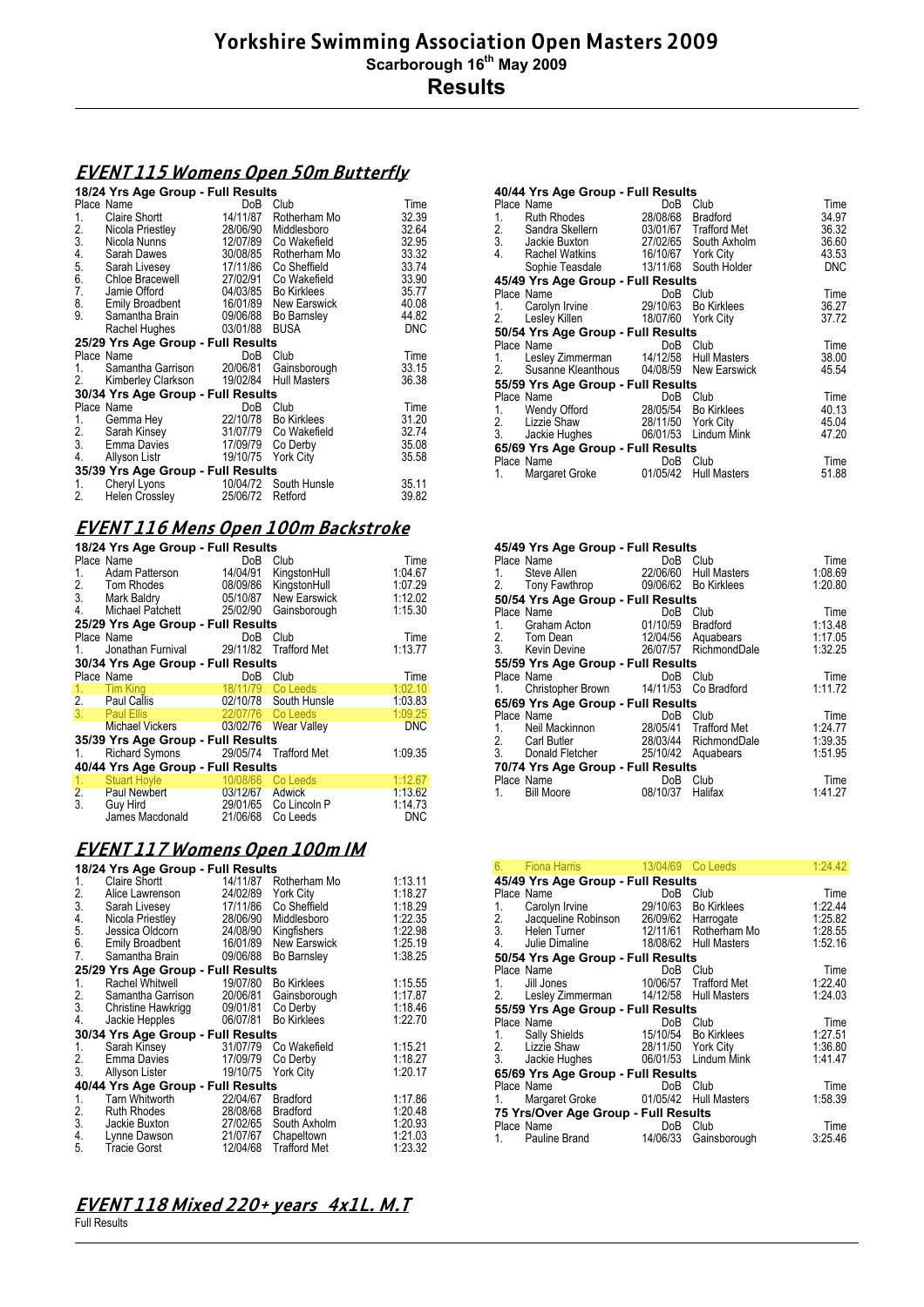# Yorkshire Swimming Association Open Masters 2009

**Scarborough 16th May 2009**

## Results

## EVENT 115 Womens Open 50m Butterfly

**18/24 Yrs Age Group - Full Results**

| Place | Name | DoB | Club | Time |
|---|---|---|---|---|
| 1. | Claire Shortt | 14/11/87 | Rotherham Mo | 32.39 |
| 2. | Nicola Priestley | 28/06/90 | Middlesboro | 32.64 |
| 3. | Nicola Nunns | 12/07/89 | Co Wakefield | 32.95 |
| 4. | Sarah Dawes | 30/08/85 | Rotherham Mo | 33.32 |
| 5. | Sarah Livesey | 17/11/86 | Co Sheffield | 33.74 |
| 6. | Chloe Bracewell | 27/02/91 | Co Wakefield | 33.90 |
| 7. | Jamie Offord | 04/03/85 | Bo Kirklees | 35.77 |
| 8. | Emily Broadbent | 16/01/89 | New Earswick | 40.08 |
| 9. | Samantha Brain | 09/06/88 | Bo Barnsley | 44.82 |
| | Rachel Hughes | 03/01/88 | BUSA | DNC |

**25/29 Yrs Age Group - Full Results**

| Place | Name | DoB | Club | Time |
|---|---|---|---|---|
| 1. | Samantha Garrison | 20/06/81 | Gainsborough | 33.15 |
| 2. | Kimberley Clarkson | 19/02/84 | Hull Masters | 36.38 |

**30/34 Yrs Age Group - Full Results**

| Place | Name | DoB | Club | Time |
|---|---|---|---|---|
| 1. | Gemma Hey | 22/10/78 | Bo Kirklees | 31.20 |
| 2. | Sarah Kinsey | 31/07/79 | Co Wakefield | 32.74 |
| 3. | Emma Davies | 17/09/79 | Co Derby | 35.08 |
| 4. | Allyson Listr | 19/10/75 | York City | 35.58 |

**35/39 Yrs Age Group - Full Results**

| Place | Name | DoB | Club | Time |
|---|---|---|---|---|
| 1. | Cheryl Lyons | 10/04/72 | South Hunsle | 35.11 |
| 2. | Helen Crossley | 25/06/72 | Retford | 39.82 |

**40/44 Yrs Age Group - Full Results**

| Place | Name | DoB | Club | Time |
|---|---|---|---|---|
| 1. | Ruth Rhodes | 28/08/68 | Bradford | 34.97 |
| 2. | Sandra Skellern | 03/01/67 | Trafford Met | 36.32 |
| 3. | Jackie Buxton | 27/02/65 | South Axholm | 36.60 |
| 4. | Rachel Watkins | 16/10/67 | York City | 43.53 |
| | Sophie Teasdale | 13/11/68 | South Holder | DNC |

**45/49 Yrs Age Group - Full Results**

| Place | Name | DoB | Club | Time |
|---|---|---|---|---|
| 1. | Carolyn Irvine | 29/10/63 | Bo Kirklees | 36.27 |
| 2. | Lesley Killen | 18/07/60 | York City | 37.72 |

**50/54 Yrs Age Group - Full Results**

| Place | Name | DoB | Club | Time |
|---|---|---|---|---|
| 1. | Lesley Zimmerman | 14/12/58 | Hull Masters | 38.00 |
| 2. | Susanne Kleanthous | 04/08/59 | New Earswick | 45.54 |

**55/59 Yrs Age Group - Full Results**

| Place | Name | DoB | Club | Time |
|---|---|---|---|---|
| 1. | Wendy Offord | 28/05/54 | Bo Kirklees | 40.13 |
| 2. | Lizzie Shaw | 28/11/50 | York City | 45.04 |
| 3. | Jackie Hughes | 06/01/53 | Lindum Mink | 47.20 |

**65/69 Yrs Age Group - Full Results**

| Place | Name | DoB | Club | Time |
|---|---|---|---|---|
| 1. | Margaret Groke | 01/05/42 | Hull Masters | 51.88 |

## EVENT 116 Mens Open 100m Backstroke

**18/24 Yrs Age Group - Full Results**

| Place | Name | DoB | Club | Time |
|---|---|---|---|---|
| 1. | Adam Patterson | 14/04/91 | KingstonHull | 1:04.67 |
| 2. | Tom Rhodes | 08/09/86 | KingstonHull | 1:07.29 |
| 3. | Mark Baldry | 05/10/87 | New Earswick | 1:12.02 |
| 4. | Michael Patchett | 25/02/90 | Gainsborough | 1:15.30 |

**25/29 Yrs Age Group - Full Results**

| Place | Name | DoB | Club | Time |
|---|---|---|---|---|
| 1. | Jonathan Furnival | 29/11/82 | Trafford Met | 1:13.77 |

**30/34 Yrs Age Group - Full Results**

| Place | Name | DoB | Club | Time |
|---|---|---|---|---|
| 1. | Tim King | 18/11/79 | Co Leeds | 1:02.10 |
| 2. | Paul Callis | 02/10/78 | South Hunsle | 1:03.83 |
| 3. | Paul Ellis | 22/07/76 | Co Leeds | 1:09.25 |
| | Michael Vickers | 03/02/76 | Wear Valley | DNC |

**35/39 Yrs Age Group - Full Results**

| Place | Name | DoB | Club | Time |
|---|---|---|---|---|
| 1. | Richard Symons | 29/05/74 | Trafford Met | 1:09.35 |

**40/44 Yrs Age Group - Full Results**

| Place | Name | DoB | Club | Time |
|---|---|---|---|---|
| 1. | Stuart Hoyle | 10/08/66 | Co Leeds | 1:12.67 |
| 2. | Paul Newbert | 03/12/67 | Adwick | 1:13.62 |
| 3. | Guy Hird | 29/01/65 | Co Lincoln P | 1:14.73 |
| | James Macdonald | 21/06/68 | Co Leeds | DNC |

**45/49 Yrs Age Group - Full Results**

| Place | Name | DoB | Club | Time |
|---|---|---|---|---|
| 1. | Steve Allen | 22/06/60 | Hull Masters | 1:08.69 |
| 2. | Tony Fawthrop | 09/06/62 | Bo Kirklees | 1:20.80 |

**50/54 Yrs Age Group - Full Results**

| Place | Name | DoB | Club | Time |
|---|---|---|---|---|
| 1. | Graham Acton | 01/10/59 | Bradford | 1:13.48 |
| 2. | Tom Dean | 12/04/56 | Aquabears | 1:17.05 |
| 3. | Kevin Devine | 26/07/57 | RichmondDale | 1:32.25 |

**55/59 Yrs Age Group - Full Results**

| Place | Name | DoB | Club | Time |
|---|---|---|---|---|
| 1. | Christopher Brown | 14/11/53 | Co Bradford | 1:11.72 |

**65/69 Yrs Age Group - Full Results**

| Place | Name | DoB | Club | Time |
|---|---|---|---|---|
| 1. | Neil Mackinnon | 28/05/41 | Trafford Met | 1:24.77 |
| 2. | Carl Butler | 28/03/44 | RichmondDale | 1:39.35 |
| 3. | Donald Fletcher | 25/10/42 | Aquabears | 1:51.95 |

**70/74 Yrs Age Group - Full Results**

| Place | Name | DoB | Club | Time |
|---|---|---|---|---|
| 1. | Bill Moore | 08/10/37 | Halifax | 1:41.27 |

## EVENT 117 Womens Open 100m IM

**18/24 Yrs Age Group - Full Results**

| Place | Name | DoB | Club | Time |
|---|---|---|---|---|
| 1. | Claire Shortt | 14/11/87 | Rotherham Mo | 1:13.11 |
| 2. | Alice Lawrenson | 24/02/89 | York City | 1:18.27 |
| 3. | Sarah Livesey | 17/11/86 | Co Sheffield | 1:18.29 |
| 4. | Nicola Priestley | 28/06/90 | Middlesboro | 1:22.35 |
| 5. | Jessica Oldcorn | 24/08/90 | Kingfishers | 1:22.98 |
| 6. | Emily Broadbent | 16/01/89 | New Earswick | 1:25.19 |
| 7. | Samantha Brain | 09/06/88 | Bo Barnsley | 1:38.25 |

**25/29 Yrs Age Group - Full Results**

| Place | Name | DoB | Club | Time |
|---|---|---|---|---|
| 1. | Rachel Whitwell | 19/07/80 | Bo Kirklees | 1:15.55 |
| 2. | Samantha Garrison | 20/06/81 | Gainsborough | 1:17.87 |
| 3. | Christine Hawkrigg | 09/01/81 | Co Derby | 1:18.46 |
| 4. | Jackie Hepples | 06/07/81 | Bo Kirklees | 1:22.70 |

**30/34 Yrs Age Group - Full Results**

| Place | Name | DoB | Club | Time |
|---|---|---|---|---|
| 1. | Sarah Kinsey | 31/07/79 | Co Wakefield | 1:15.21 |
| 2. | Emma Davies | 17/09/79 | Co Derby | 1:18.27 |
| 3. | Allyson Lister | 19/10/75 | York City | 1:20.17 |

**40/44 Yrs Age Group - Full Results**

| Place | Name | DoB | Club | Time |
|---|---|---|---|---|
| 1. | Tarn Whitworth | 22/04/67 | Bradford | 1:17.86 |
| 2. | Ruth Rhodes | 28/08/68 | Bradford | 1:20.48 |
| 3. | Jackie Buxton | 27/02/65 | South Axholm | 1:20.93 |
| 4. | Lynne Dawson | 21/07/67 | Chapeltown | 1:21.03 |
| 5. | Tracie Gorst | 12/04/68 | Trafford Met | 1:23.32 |
| 6. | Fiona Harris | 13/04/69 | Co Leeds | 1:24.42 |

**45/49 Yrs Age Group - Full Results**

| Place | Name | DoB | Club | Time |
|---|---|---|---|---|
| 1. | Carolyn Irvine | 29/10/63 | Bo Kirklees | 1:22.44 |
| 2. | Jacqueline Robinson | 26/09/62 | Harrogate | 1:25.82 |
| 3. | Helen Turner | 12/11/61 | Rotherham Mo | 1:28.55 |
| 4. | Julie Dimaline | 18/08/62 | Hull Masters | 1:52.16 |

**50/54 Yrs Age Group - Full Results**

| Place | Name | DoB | Club | Time |
|---|---|---|---|---|
| 1. | Jill Jones | 10/06/57 | Trafford Met | 1:22.40 |
| 2. | Lesley Zimmerman | 14/12/58 | Hull Masters | 1:24.03 |

**55/59 Yrs Age Group - Full Results**

| Place | Name | DoB | Club | Time |
|---|---|---|---|---|
| 1. | Sally Shields | 15/10/54 | Bo Kirklees | 1:27.51 |
| 2. | Lizzie Shaw | 28/11/50 | York City | 1:36.80 |
| 3. | Jackie Hughes | 06/01/53 | Lindum Mink | 1:41.47 |

**65/69 Yrs Age Group - Full Results**

| Place | Name | DoB | Club | Time |
|---|---|---|---|---|
| 1. | Margaret Groke | 01/05/42 | Hull Masters | 1:58.39 |

**75 Yrs/Over Age Group - Full Results**

| Place | Name | DoB | Club | Time |
|---|---|---|---|---|
| 1. | Pauline Brand | 14/06/33 | Gainsborough | 3:25.46 |

## EVENT 118 Mixed 220+ years 4x1L. M.T

Full Results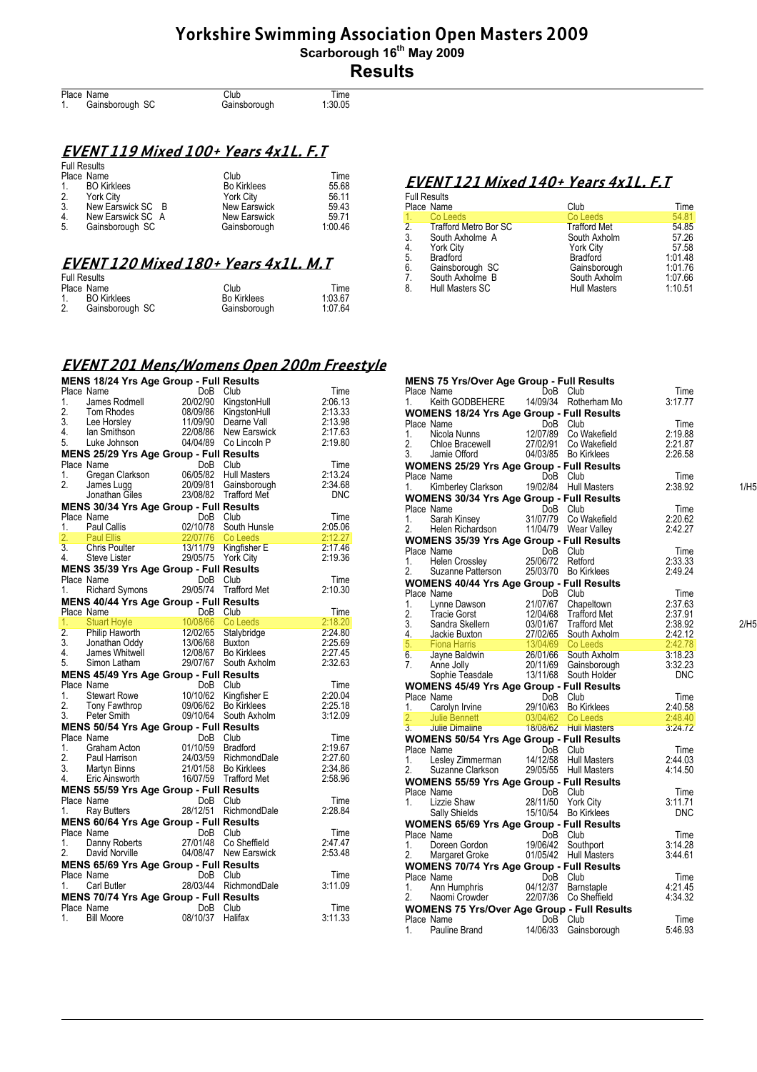# Yorkshire Swimming Association Open Masters 2009

**Scarborough 16th May 2009**

## Results

| Place | Name | Club | Time |
|---|---|---|---|
| 1. | Gainsborough SC | Gainsborough | 1:30.05 |

## EVENT 119 Mixed 100+ Years 4x1L. F.T

Full Results

| Place | Name | Club | Time |
|---|---|---|---|
| 1. | BO Kirklees | Bo Kirklees | 55.68 |
| 2. | York City | York City | 56.11 |
| 3. | New Earswick SC B | New Earswick | 59.43 |
| 4. | New Earswick SC A | New Earswick | 59.71 |
| 5. | Gainsborough SC | Gainsborough | 1:00.46 |

## EVENT 120 Mixed 180+ Years 4x1L. M.T

Full Results

| Place | Name | Club | Time |
|---|---|---|---|
| 1. | BO Kirklees | Bo Kirklees | 1:03.67 |
| 2. | Gainsborough SC | Gainsborough | 1:07.64 |

## EVENT 121 Mixed 140+ Years 4x1L. F.T

Full Results

| Place | Name | Club | Time |
|---|---|---|---|
| 1. | Co Leeds | Co Leeds | 54.81 |
| 2. | Trafford Metro Bor SC | Trafford Met | 54.85 |
| 3. | South Axholme A | South Axholm | 57.26 |
| 4. | York City | York City | 57.58 |
| 5. | Bradford | Bradford | 1:01.48 |
| 6. | Gainsborough SC | Gainsborough | 1:01.76 |
| 7. | South Axholme B | South Axholm | 1:07.66 |
| 8. | Hull Masters SC | Hull Masters | 1:10.51 |

## EVENT 201 Mens/Womens Open 200m Freestyle

**MENS 18/24 Yrs Age Group - Full Results**

| Place | Name | DoB | Club | Time |
|---|---|---|---|---|
| 1. | James Rodmell | 20/02/90 | KingstonHull | 2:06.13 |
| 2. | Tom Rhodes | 08/09/86 | KingstonHull | 2:13.33 |
| 3. | Lee Horsley | 11/09/90 | Dearne Vall | 2:13.98 |
| 4. | Ian Smithson | 22/08/86 | New Earswick | 2:17.63 |
| 5. | Luke Johnson | 04/04/89 | Co Lincoln P | 2:19.80 |

**MENS 25/29 Yrs Age Group - Full Results**

| Place | Name | DoB | Club | Time |
|---|---|---|---|---|
| 1. | Gregan Clarkson | 06/05/82 | Hull Masters | 2:13.24 |
| 2. | James Lugg | 20/09/81 | Gainsborough | 2:34.68 |
| | Jonathan Giles | 23/08/82 | Trafford Met | DNC |

**MENS 30/34 Yrs Age Group - Full Results**

| Place | Name | DoB | Club | Time |
|---|---|---|---|---|
| 1. | Paul Callis | 02/10/78 | South Hunsle | 2:05.06 |
| 2. | Paul Ellis | 22/07/76 | Co Leeds | 2:12.27 |
| 3. | Chris Poulter | 13/11/79 | Kingfisher E | 2:17.46 |
| 4. | Steve Lister | 29/05/75 | York City | 2:19.36 |

**MENS 35/39 Yrs Age Group - Full Results**

| Place | Name | DoB | Club | Time |
|---|---|---|---|---|
| 1. | Richard Symons | 29/05/74 | Trafford Met | 2:10.30 |

**MENS 40/44 Yrs Age Group - Full Results**

| Place | Name | DoB | Club | Time |
|---|---|---|---|---|
| 1. | Stuart Hoyle | 10/08/66 | Co Leeds | 2:18.20 |
| 2. | Philip Haworth | 12/02/65 | Stalybridge | 2:24.80 |
| 3. | Jonathan Oddy | 13/06/68 | Buxton | 2:25.69 |
| 4. | James Whitwell | 12/08/67 | Bo Kirklees | 2:27.45 |
| 5. | Simon Latham | 29/07/67 | South Axholm | 2:32.63 |

**MENS 45/49 Yrs Age Group - Full Results**

| Place | Name | DoB | Club | Time |
|---|---|---|---|---|
| 1. | Stewart Rowe | 10/10/62 | Kingfisher E | 2:20.04 |
| 2. | Tony Fawthrop | 09/06/62 | Bo Kirklees | 2:25.18 |
| 3. | Peter Smith | 09/10/64 | South Axholm | 3:12.09 |

**MENS 50/54 Yrs Age Group - Full Results**

| Place | Name | DoB | Club | Time |
|---|---|---|---|---|
| 1. | Graham Acton | 01/10/59 | Bradford | 2:19.67 |
| 2. | Paul Harrison | 24/03/59 | RichmondDale | 2:27.60 |
| 3. | Martyn Binns | 21/01/58 | Bo Kirklees | 2:34.86 |
| 4. | Eric Ainsworth | 16/07/59 | Trafford Met | 2:58.96 |

**MENS 55/59 Yrs Age Group - Full Results**

| Place | Name | DoB | Club | Time |
|---|---|---|---|---|
| 1. | Ray Butters | 28/12/51 | RichmondDale | 2:28.84 |

**MENS 60/64 Yrs Age Group - Full Results**

| Place | Name | DoB | Club | Time |
|---|---|---|---|---|
| 1. | Danny Roberts | 27/01/48 | Co Sheffield | 2:47.47 |
| 2. | David Norville | 04/08/47 | New Earswick | 2:53.48 |

**MENS 65/69 Yrs Age Group - Full Results**

| Place | Name | DoB | Club | Time |
|---|---|---|---|---|
| 1. | Carl Butler | 28/03/44 | RichmondDale | 3:11.09 |

**MENS 70/74 Yrs Age Group - Full Results**

| Place | Name | DoB | Club | Time |
|---|---|---|---|---|
| 1. | Bill Moore | 08/10/37 | Halifax | 3:11.33 |

**MENS 75 Yrs/Over Age Group - Full Results**

| Place | Name | DoB | Club | Time |
|---|---|---|---|---|
| 1. | Keith GODBEHERE | 14/09/34 | Rotherham Mo | 3:17.77 |

**WOMENS 18/24 Yrs Age Group - Full Results**

| Place | Name | DoB | Club | Time |
|---|---|---|---|---|
| 1. | Nicola Nunns | 12/07/89 | Co Wakefield | 2:19.88 |
| 2. | Chloe Bracewell | 27/02/91 | Co Wakefield | 2:21.87 |
| 3. | Jamie Offord | 04/03/85 | Bo Kirklees | 2:26.58 |

**WOMENS 25/29 Yrs Age Group - Full Results**

| Place | Name | DoB | Club | Time | |
|---|---|---|---|---|---|
| 1. | Kimberley Clarkson | 19/02/84 | Hull Masters | 2:38.92 | 1/H5 |

**WOMENS 30/34 Yrs Age Group - Full Results**

| Place | Name | DoB | Club | Time |
|---|---|---|---|---|
| 1. | Sarah Kinsey | 31/07/79 | Co Wakefield | 2:20.62 |
| 2. | Helen Richardson | 11/04/79 | Wear Valley | 2:42.27 |

**WOMENS 35/39 Yrs Age Group - Full Results**

| Place | Name | DoB | Club | Time |
|---|---|---|---|---|
| 1. | Helen Crossley | 25/06/72 | Retford | 2:33.33 |
| 2. | Suzanne Patterson | 25/03/70 | Bo Kirklees | 2:49.24 |

**WOMENS 40/44 Yrs Age Group - Full Results**

| Place | Name | DoB | Club | Time | |
|---|---|---|---|---|---|
| 1. | Lynne Dawson | 21/07/67 | Chapeltown | 2:37.63 | |
| 2. | Tracie Gorst | 12/04/68 | Trafford Met | 2:37.91 | |
| 3. | Sandra Skellern | 03/01/67 | Trafford Met | 2:38.92 | 2/H5 |
| 4. | Jackie Buxton | 27/02/65 | South Axholm | 2:42.12 | |
| 5. | Fiona Harris | 13/04/69 | Co Leeds | 2:42.78 | |
| 6. | Jayne Baldwin | 26/01/66 | South Axholm | 3:18.23 | |
| 7. | Anne Jolly | 20/11/69 | Gainsborough | 3:32.23 | |
| | Sophie Teasdale | 13/11/68 | South Holder | DNC | |

**WOMENS 45/49 Yrs Age Group - Full Results**

| Place | Name | DoB | Club | Time |
|---|---|---|---|---|
| 1. | Carolyn Irvine | 29/10/63 | Bo Kirklees | 2:40.58 |
| 2. | Julie Bennett | 03/04/62 | Co Leeds | 2:48.40 |
| 3. | Julie Dimaline | 18/08/62 | Hull Masters | 3:24.72 |

**WOMENS 50/54 Yrs Age Group - Full Results**

| Place | Name | DoB | Club | Time |
|---|---|---|---|---|
| 1. | Lesley Zimmerman | 14/12/58 | Hull Masters | 2:44.03 |
| 2. | Suzanne Clarkson | 29/05/55 | Hull Masters | 4:14.50 |

**WOMENS 55/59 Yrs Age Group - Full Results**

| Place | Name | DoB | Club | Time |
|---|---|---|---|---|
| 1. | Lizzie Shaw | 28/11/50 | York City | 3:11.71 |
| | Sally Shields | 15/10/54 | Bo Kirklees | DNC |

**WOMENS 65/69 Yrs Age Group - Full Results**

| Place | Name | DoB | Club | Time |
|---|---|---|---|---|
| 1. | Doreen Gordon | 19/06/42 | Southport | 3:14.28 |
| 2. | Margaret Groke | 01/05/42 | Hull Masters | 3:44.61 |

**WOMENS 70/74 Yrs Age Group - Full Results**

| Place | Name | DoB | Club | Time |
|---|---|---|---|---|
| 1. | Ann Humphris | 04/12/37 | Barnstaple | 4:21.45 |
| 2. | Naomi Crowder | 22/07/36 | Co Sheffield | 4:34.32 |

**WOMENS 75 Yrs/Over Age Group - Full Results**

| Place | Name | DoB | Club | Time |
|---|---|---|---|---|
| 1. | Pauline Brand | 14/06/33 | Gainsborough | 5:46.93 |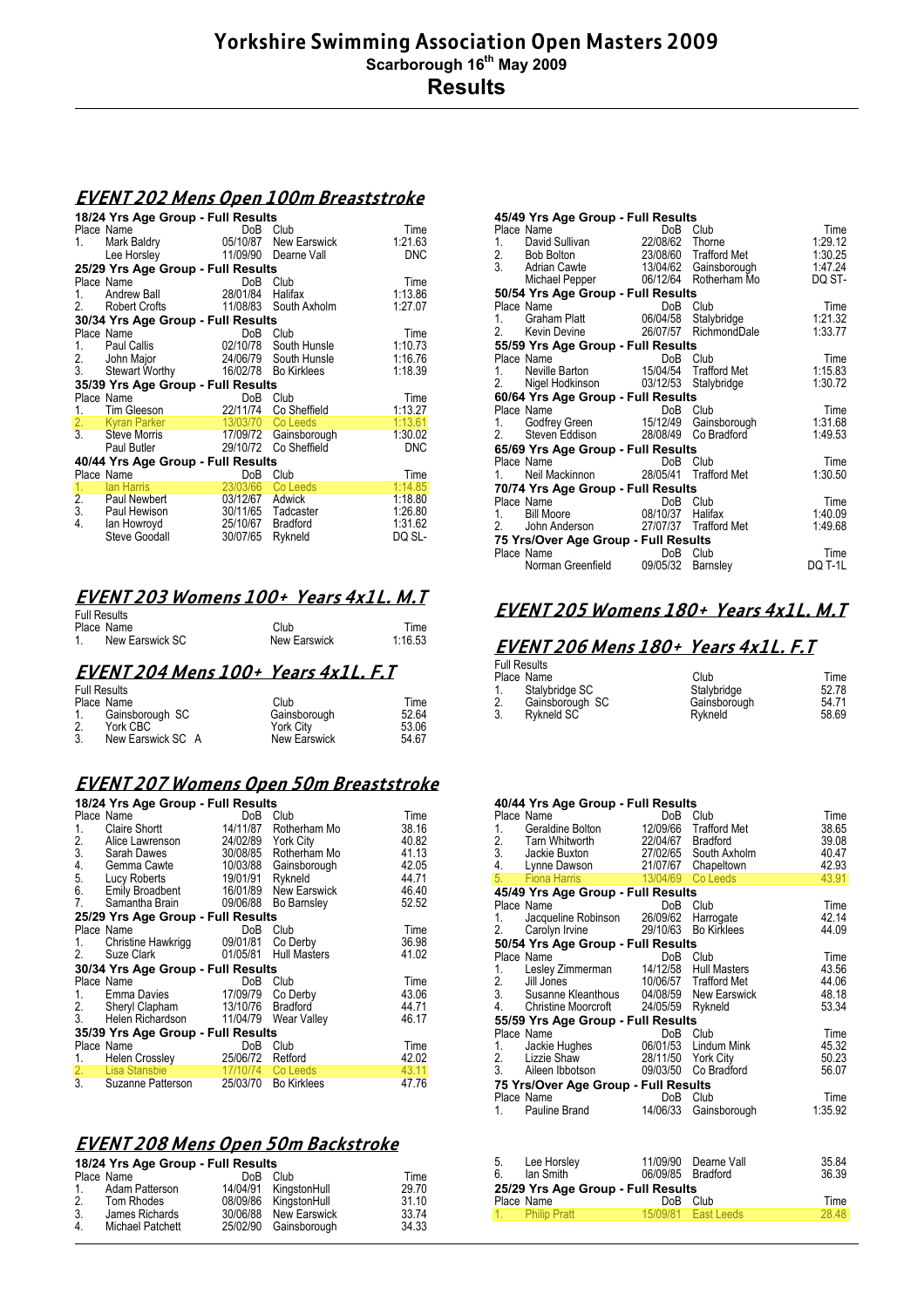# Yorkshire Swimming Association Open Masters 2009

**Scarborough 16th May 2009**

## Results

## EVENT 202 Mens Open 100m Breaststroke

**18/24 Yrs Age Group - Full Results**

| Place | Name | DoB | Club | Time |
|---|---|---|---|---|
| 1. | Mark Baldry | 05/10/87 | New Earswick | 1:21.63 |
| | Lee Horsley | 11/09/90 | Dearne Vall | DNC |

**25/29 Yrs Age Group - Full Results**

| Place | Name | DoB | Club | Time |
|---|---|---|---|---|
| 1. | Andrew Ball | 28/01/84 | Halifax | 1:13.86 |
| 2. | Robert Crofts | 11/08/83 | South Axholm | 1:27.07 |

**30/34 Yrs Age Group - Full Results**

| Place | Name | DoB | Club | Time |
|---|---|---|---|---|
| 1. | Paul Callis | 02/10/78 | South Hunsle | 1:10.73 |
| 2. | John Major | 24/06/79 | South Hunsle | 1:16.76 |
| 3. | Stewart Worthy | 16/02/78 | Bo Kirklees | 1:18.39 |

**35/39 Yrs Age Group - Full Results**

| Place | Name | DoB | Club | Time |
|---|---|---|---|---|
| 1. | Tim Gleeson | 22/11/74 | Co Sheffield | 1:13.27 |
| 2. | Kyran Parker | 13/03/70 | Co Leeds | 1:13.61 |
| 3. | Steve Morris | 17/09/72 | Gainsborough | 1:30.02 |
| | Paul Butler | 29/10/72 | Co Sheffield | DNC |

**40/44 Yrs Age Group - Full Results**

| Place | Name | DoB | Club | Time |
|---|---|---|---|---|
| 1. | Ian Harris | 23/03/66 | Co Leeds | 1:14.85 |
| 2. | Paul Newbert | 03/12/67 | Adwick | 1:18.80 |
| 3. | Paul Hewison | 30/11/65 | Tadcaster | 1:26.80 |
| 4. | Ian Howroyd | 25/10/67 | Bradford | 1:31.62 |
| | Steve Goodall | 30/07/65 | Rykneld | DQ SL- |

**45/49 Yrs Age Group - Full Results**

| Place | Name | DoB | Club | Time |
|---|---|---|---|---|
| 1. | David Sullivan | 22/08/62 | Thorne | 1:29.12 |
| 2. | Bob Bolton | 23/08/60 | Trafford Met | 1:30.25 |
| 3. | Adrian Cawte | 13/04/62 | Gainsborough | 1:47.24 |
| | Michael Pepper | 06/12/64 | Rotherham Mo | DQ ST- |

**50/54 Yrs Age Group - Full Results**

| Place | Name | DoB | Club | Time |
|---|---|---|---|---|
| 1. | Graham Platt | 06/04/58 | Stalybridge | 1:21.32 |
| 2. | Kevin Devine | 26/07/57 | RichmondDale | 1:33.77 |

**55/59 Yrs Age Group - Full Results**

| Place | Name | DoB | Club | Time |
|---|---|---|---|---|
| 1. | Neville Barton | 15/04/54 | Trafford Met | 1:15.83 |
| 2. | Nigel Hodkinson | 03/12/53 | Stalybridge | 1:30.72 |

**60/64 Yrs Age Group - Full Results**

| Place | Name | DoB | Club | Time |
|---|---|---|---|---|
| 1. | Godfrey Green | 15/12/49 | Gainsborough | 1:31.68 |
| 2. | Steven Eddison | 28/08/49 | Co Bradford | 1:49.53 |

**65/69 Yrs Age Group - Full Results**

| Place | Name | DoB | Club | Time |
|---|---|---|---|---|
| 1. | Neil Mackinnon | 28/05/41 | Trafford Met | 1:30.50 |

**70/74 Yrs Age Group - Full Results**

| Place | Name | DoB | Club | Time |
|---|---|---|---|---|
| 1. | Bill Moore | 08/10/37 | Halifax | 1:40.09 |
| 2. | John Anderson | 27/07/37 | Trafford Met | 1:49.68 |

**75 Yrs/Over Age Group - Full Results**

| Place | Name | DoB | Club | Time |
|---|---|---|---|---|
| | Norman Greenfield | 09/05/32 | Barnsley | DQ T-1L |

## EVENT 203 Womens 100+ Years 4x1L. M.T

**Full Results**

| Place | Name | Club | Time |
|---|---|---|---|
| 1. | New Earswick SC | New Earswick | 1:16.53 |

## EVENT 204 Mens 100+ Years 4x1L. F.T

**Full Results**

| Place | Name | Club | Time |
|---|---|---|---|
| 1. | Gainsborough SC | Gainsborough | 52.64 |
| 2. | York CBC | York City | 53.06 |
| 3. | New Earswick SC A | New Earswick | 54.67 |

## EVENT 205 Womens 180+ Years 4x1L. M.T

## EVENT 206 Mens 180+ Years 4x1L. F.T

**Full Results**

| Place | Name | Club | Time |
|---|---|---|---|
| 1. | Stalybridge SC | Stalybridge | 52.78 |
| 2. | Gainsborough SC | Gainsborough | 54.71 |
| 3. | Rykneld SC | Rykneld | 58.69 |

## EVENT 207 Womens Open 50m Breaststroke

**18/24 Yrs Age Group - Full Results**

| Place | Name | DoB | Club | Time |
|---|---|---|---|---|
| 1. | Claire Shortt | 14/11/87 | Rotherham Mo | 38.16 |
| 2. | Alice Lawrenson | 24/02/89 | York City | 40.82 |
| 3. | Sarah Dawes | 30/08/85 | Rotherham Mo | 41.13 |
| 4. | Gemma Cawte | 10/03/88 | Gainsborough | 42.05 |
| 5. | Lucy Roberts | 19/01/91 | Rykneld | 44.71 |
| 6. | Emily Broadbent | 16/01/89 | New Earswick | 46.40 |
| 7. | Samantha Brain | 09/06/88 | Bo Barnsley | 52.52 |

**25/29 Yrs Age Group - Full Results**

| Place | Name | DoB | Club | Time |
|---|---|---|---|---|
| 1. | Christine Hawkrigg | 09/01/81 | Co Derby | 36.98 |
| 2. | Suze Clark | 01/05/81 | Hull Masters | 41.02 |

**30/34 Yrs Age Group - Full Results**

| Place | Name | DoB | Club | Time |
|---|---|---|---|---|
| 1. | Emma Davies | 17/09/79 | Co Derby | 43.06 |
| 2. | Sheryl Clapham | 13/10/76 | Bradford | 44.71 |
| 3. | Helen Richardson | 11/04/79 | Wear Valley | 46.17 |

**35/39 Yrs Age Group - Full Results**

| Place | Name | DoB | Club | Time |
|---|---|---|---|---|
| 1. | Helen Crossley | 25/06/72 | Retford | 42.02 |
| 2. | Lisa Stansbie | 17/10/74 | Co Leeds | 43.11 |
| 3. | Suzanne Patterson | 25/03/70 | Bo Kirklees | 47.76 |

**40/44 Yrs Age Group - Full Results**

| Place | Name | DoB | Club | Time |
|---|---|---|---|---|
| 1. | Geraldine Bolton | 12/09/66 | Trafford Met | 38.65 |
| 2. | Tarn Whitworth | 22/04/67 | Bradford | 39.08 |
| 3. | Jackie Buxton | 27/02/65 | South Axholm | 40.47 |
| 4. | Lynne Dawson | 21/07/67 | Chapeltown | 42.93 |
| 5. | Fiona Harris | 13/04/69 | Co Leeds | 43.91 |

**45/49 Yrs Age Group - Full Results**

| Place | Name | DoB | Club | Time |
|---|---|---|---|---|
| 1. | Jacqueline Robinson | 26/09/62 | Harrogate | 42.14 |
| 2. | Carolyn Irvine | 29/10/63 | Bo Kirklees | 44.09 |

**50/54 Yrs Age Group - Full Results**

| Place | Name | DoB | Club | Time |
|---|---|---|---|---|
| 1. | Lesley Zimmerman | 14/12/58 | Hull Masters | 43.56 |
| 2. | Jill Jones | 10/06/57 | Trafford Met | 44.06 |
| 3. | Susanne Kleanthous | 04/08/59 | New Earswick | 48.18 |
| 4. | Christine Moorcroft | 24/05/59 | Rykneld | 53.34 |

**55/59 Yrs Age Group - Full Results**

| Place | Name | DoB | Club | Time |
|---|---|---|---|---|
| 1. | Jackie Hughes | 06/01/53 | Lindum Mink | 45.32 |
| 2. | Lizzie Shaw | 28/11/50 | York City | 50.23 |
| 3. | Aileen Ibbotson | 09/03/50 | Co Bradford | 56.07 |

**75 Yrs/Over Age Group - Full Results**

| Place | Name | DoB | Club | Time |
|---|---|---|---|---|
| 1. | Pauline Brand | 14/06/33 | Gainsborough | 1:35.92 |

## EVENT 208 Mens Open 50m Backstroke

**18/24 Yrs Age Group - Full Results**

| Place | Name | DoB | Club | Time |
|---|---|---|---|---|
| 1. | Adam Patterson | 14/04/91 | KingstonHull | 29.70 |
| 2. | Tom Rhodes | 08/09/86 | KingstonHull | 31.10 |
| 3. | James Richards | 30/06/88 | New Earswick | 33.74 |
| 4. | Michael Patchett | 25/02/90 | Gainsborough | 34.33 |
| 5. | Lee Horsley | 11/09/90 | Dearne Vall | 35.84 |
| 6. | Ian Smith | 06/09/85 | Bradford | 36.39 |

**25/29 Yrs Age Group - Full Results**

| Place | Name | DoB | Club | Time |
|---|---|---|---|---|
| 1. | Philip Pratt | 15/09/81 | East Leeds | 28.48 |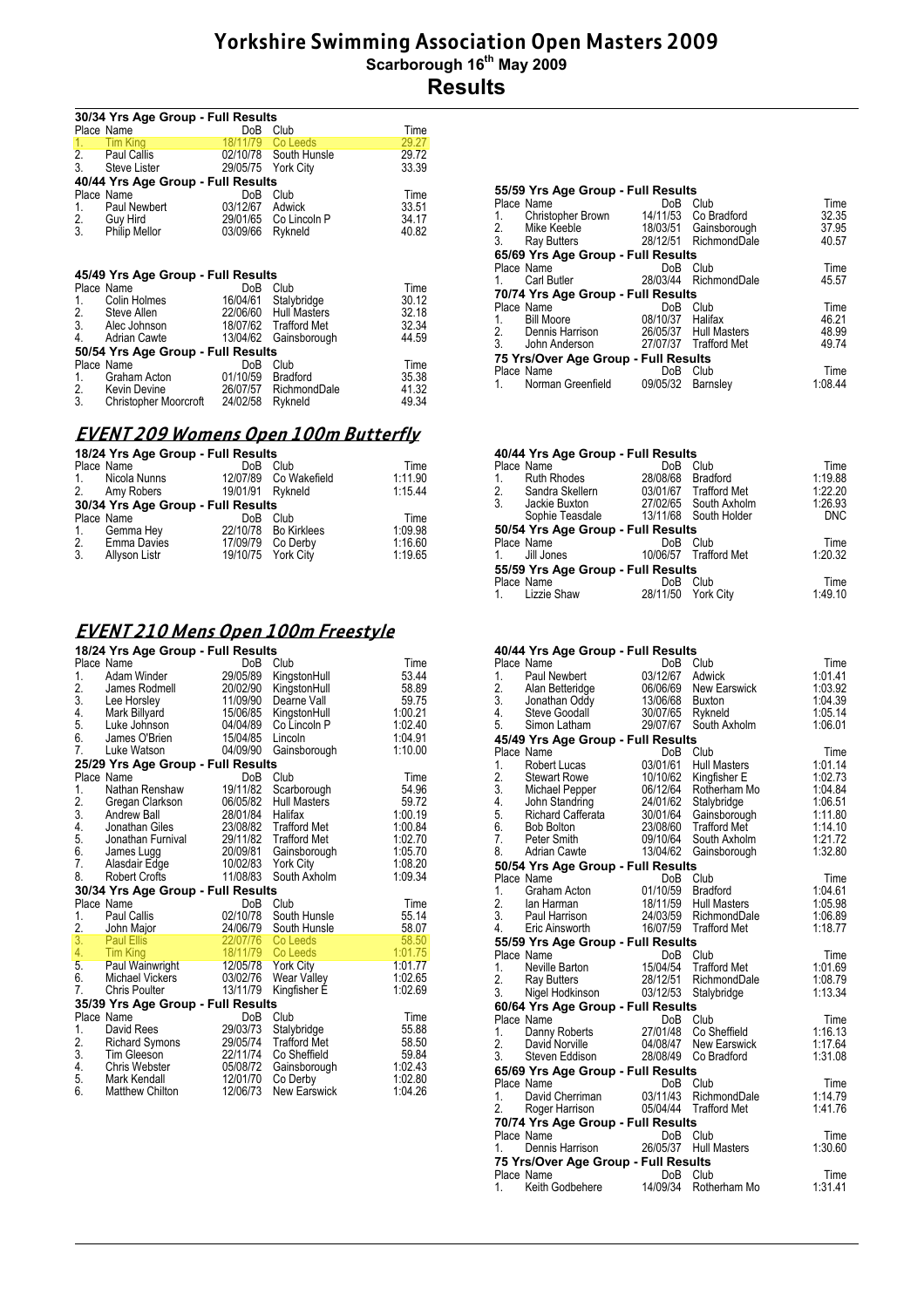# Yorkshire Swimming Association Open Masters 2009

**Scarborough 16th May 2009**

## Results

**30/34 Yrs Age Group - Full Results**

| Place | Name | DoB | Club | Time |
|---|---|---|---|---|
| 1. | Tim King | 18/11/79 | Co Leeds | 29.27 |
| 2. | Paul Callis | 02/10/78 | South Hunsle | 29.72 |
| 3. | Steve Lister | 29/05/75 | York City | 33.39 |

**40/44 Yrs Age Group - Full Results**

| Place | Name | DoB | Club | Time |
|---|---|---|---|---|
| 1. | Paul Newbert | 03/12/67 | Adwick | 33.51 |
| 2. | Guy Hird | 29/01/65 | Co Lincoln P | 34.17 |
| 3. | Philip Mellor | 03/09/66 | Rykneld | 40.82 |

**45/49 Yrs Age Group - Full Results**

| Place | Name | DoB | Club | Time |
|---|---|---|---|---|
| 1. | Colin Holmes | 16/04/61 | Stalybridge | 30.12 |
| 2. | Steve Allen | 22/06/60 | Hull Masters | 32.18 |
| 3. | Alec Johnson | 18/07/62 | Trafford Met | 32.34 |
| 4. | Adrian Cawte | 13/04/62 | Gainsborough | 44.59 |

**50/54 Yrs Age Group - Full Results**

| Place | Name | DoB | Club | Time |
|---|---|---|---|---|
| 1. | Graham Acton | 01/10/59 | Bradford | 35.38 |
| 2. | Kevin Devine | 26/07/57 | RichmondDale | 41.32 |
| 3. | Christopher Moorcroft | 24/02/58 | Rykneld | 49.34 |

**55/59 Yrs Age Group - Full Results**

| Place | Name | DoB | Club | Time |
|---|---|---|---|---|
| 1. | Christopher Brown | 14/11/53 | Co Bradford | 32.35 |
| 2. | Mike Keeble | 18/03/51 | Gainsborough | 37.95 |
| 3. | Ray Butters | 28/12/51 | RichmondDale | 40.57 |

**65/69 Yrs Age Group - Full Results**

| Place | Name | DoB | Club | Time |
|---|---|---|---|---|
| 1. | Carl Butler | 28/03/44 | RichmondDale | 45.57 |

**70/74 Yrs Age Group - Full Results**

| Place | Name | DoB | Club | Time |
|---|---|---|---|---|
| 1. | Bill Moore | 08/10/37 | Halifax | 46.21 |
| 2. | Dennis Harrison | 26/05/37 | Hull Masters | 48.99 |
| 3. | John Anderson | 27/07/37 | Trafford Met | 49.74 |

**75 Yrs/Over Age Group - Full Results**

| Place | Name | DoB | Club | Time |
|---|---|---|---|---|
| 1. | Norman Greenfield | 09/05/32 | Barnsley | 1:08.44 |

## EVENT 209 Womens Open 100m Butterfly

**18/24 Yrs Age Group - Full Results**

| Place | Name | DoB | Club | Time |
|---|---|---|---|---|
| 1. | Nicola Nunns | 12/07/89 | Co Wakefield | 1:11.90 |
| 2. | Amy Robers | 19/01/91 | Rykneld | 1:15.44 |

**30/34 Yrs Age Group - Full Results**

| Place | Name | DoB | Club | Time |
|---|---|---|---|---|
| 1. | Gemma Hey | 22/10/78 | Bo Kirklees | 1:09.98 |
| 2. | Emma Davies | 17/09/79 | Co Derby | 1:16.60 |
| 3. | Allyson Listr | 19/10/75 | York City | 1:19.65 |

**40/44 Yrs Age Group - Full Results**

| Place | Name | DoB | Club | Time |
|---|---|---|---|---|
| 1. | Ruth Rhodes | 28/08/68 | Bradford | 1:19.88 |
| 2. | Sandra Skellern | 03/01/67 | Trafford Met | 1:22.20 |
| 3. | Jackie Buxton | 27/02/65 | South Axholm | 1:26.93 |
| | Sophie Teasdale | 13/11/68 | South Holder | DNC |

**50/54 Yrs Age Group - Full Results**

| Place | Name | DoB | Club | Time |
|---|---|---|---|---|
| 1. | Jill Jones | 10/06/57 | Trafford Met | 1:20.32 |

**55/59 Yrs Age Group - Full Results**

| Place | Name | DoB | Club | Time |
|---|---|---|---|---|
| 1. | Lizzie Shaw | 28/11/50 | York City | 1:49.10 |

## EVENT 210 Mens Open 100m Freestyle

**18/24 Yrs Age Group - Full Results**

| Place | Name | DoB | Club | Time |
|---|---|---|---|---|
| 1. | Adam Winder | 29/05/89 | KingstonHull | 53.44 |
| 2. | James Rodmell | 20/02/90 | KingstonHull | 58.89 |
| 3. | Lee Horsley | 11/09/90 | Dearne Vall | 59.75 |
| 4. | Mark Billyard | 15/06/85 | KingstonHull | 1:00.21 |
| 5. | Luke Johnson | 04/04/89 | Co Lincoln P | 1:02.40 |
| 6. | James O'Brien | 15/04/85 | Lincoln | 1:04.91 |
| 7. | Luke Watson | 04/09/90 | Gainsborough | 1:10.00 |

**25/29 Yrs Age Group - Full Results**

| Place | Name | DoB | Club | Time |
|---|---|---|---|---|
| 1. | Nathan Renshaw | 19/11/82 | Scarborough | 54.96 |
| 2. | Gregan Clarkson | 06/05/82 | Hull Masters | 59.72 |
| 3. | Andrew Ball | 28/01/84 | Halifax | 1:00.19 |
| 4. | Jonathan Giles | 23/08/82 | Trafford Met | 1:00.84 |
| 5. | Jonathan Furnival | 29/11/82 | Trafford Met | 1:02.70 |
| 6. | James Lugg | 20/09/81 | Gainsborough | 1:05.70 |
| 7. | Alasdair Edge | 10/02/83 | York City | 1:08.20 |
| 8. | Robert Crofts | 11/08/83 | South Axholm | 1:09.34 |

**30/34 Yrs Age Group - Full Results**

| Place | Name | DoB | Club | Time |
|---|---|---|---|---|
| 1. | Paul Callis | 02/10/78 | South Hunsle | 55.14 |
| 2. | John Major | 24/06/79 | South Hunsle | 58.07 |
| 3. | Paul Ellis | 22/07/76 | Co Leeds | 58.50 |
| 4. | Tim King | 18/11/79 | Co Leeds | 1:01.75 |
| 5. | Paul Wainwright | 12/05/78 | York City | 1:01.77 |
| 6. | Michael Vickers | 03/02/76 | Wear Valley | 1:02.65 |
| 7. | Chris Poulter | 13/11/79 | Kingfisher E | 1:02.69 |

**35/39 Yrs Age Group - Full Results**

| Place | Name | DoB | Club | Time |
|---|---|---|---|---|
| 1. | David Rees | 29/03/73 | Stalybridge | 55.88 |
| 2. | Richard Symons | 29/05/74 | Trafford Met | 58.50 |
| 3. | Tim Gleeson | 22/11/74 | Co Sheffield | 59.84 |
| 4. | Chris Webster | 05/08/72 | Gainsborough | 1:02.43 |
| 5. | Mark Kendall | 12/01/70 | Co Derby | 1:02.80 |
| 6. | Matthew Chilton | 12/06/73 | New Earswick | 1:04.26 |

**40/44 Yrs Age Group - Full Results**

| Place | Name | DoB | Club | Time |
|---|---|---|---|---|
| 1. | Paul Newbert | 03/12/67 | Adwick | 1:01.41 |
| 2. | Alan Betteridge | 06/06/69 | New Earswick | 1:03.92 |
| 3. | Jonathan Oddy | 13/06/68 | Buxton | 1:04.39 |
| 4. | Steve Goodall | 30/07/65 | Rykneld | 1:05.14 |
| 5. | Simon Latham | 29/07/67 | South Axholm | 1:06.01 |

**45/49 Yrs Age Group - Full Results**

| Place | Name | DoB | Club | Time |
|---|---|---|---|---|
| 1. | Robert Lucas | 03/01/61 | Hull Masters | 1:01.14 |
| 2. | Stewart Rowe | 10/10/62 | Kingfisher E | 1:02.73 |
| 3. | Michael Pepper | 06/12/64 | Rotherham Mo | 1:04.84 |
| 4. | John Standring | 24/01/62 | Stalybridge | 1:06.51 |
| 5. | Richard Cafferata | 30/01/64 | Gainsborough | 1:11.80 |
| 6. | Bob Bolton | 23/08/60 | Trafford Met | 1:14.10 |
| 7. | Peter Smith | 09/10/64 | South Axholm | 1:21.72 |
| 8. | Adrian Cawte | 13/04/62 | Gainsborough | 1:32.80 |

**50/54 Yrs Age Group - Full Results**

| Place | Name | DoB | Club | Time |
|---|---|---|---|---|
| 1. | Graham Acton | 01/10/59 | Bradford | 1:04.61 |
| 2. | Ian Harman | 18/11/59 | Hull Masters | 1:05.98 |
| 3. | Paul Harrison | 24/03/59 | RichmondDale | 1:06.89 |
| 4. | Eric Ainsworth | 16/07/59 | Trafford Met | 1:18.77 |

**55/59 Yrs Age Group - Full Results**

| Place | Name | DoB | Club | Time |
|---|---|---|---|---|
| 1. | Neville Barton | 15/04/54 | Trafford Met | 1:01.69 |
| 2. | Ray Butters | 28/12/51 | RichmondDale | 1:08.79 |
| 3. | Nigel Hodkinson | 03/12/53 | Stalybridge | 1:13.34 |

**60/64 Yrs Age Group - Full Results**

| Place | Name | DoB | Club | Time |
|---|---|---|---|---|
| 1. | Danny Roberts | 27/01/48 | Co Sheffield | 1:16.13 |
| 2. | David Norville | 04/08/47 | New Earswick | 1:17.64 |
| 3. | Steven Eddison | 28/08/49 | Co Bradford | 1:31.08 |

**65/69 Yrs Age Group - Full Results**

| Place | Name | DoB | Club | Time |
|---|---|---|---|---|
| 1. | David Cherriman | 03/11/43 | RichmondDale | 1:14.79 |
| 2. | Roger Harrison | 05/04/44 | Trafford Met | 1:41.76 |

**70/74 Yrs Age Group - Full Results**

| Place | Name | DoB | Club | Time |
|---|---|---|---|---|
| 1. | Dennis Harrison | 26/05/37 | Hull Masters | 1:30.60 |

**75 Yrs/Over Age Group - Full Results**

| Place | Name | DoB | Club | Time |
|---|---|---|---|---|
| 1. | Keith Godbehere | 14/09/34 | Rotherham Mo | 1:31.41 |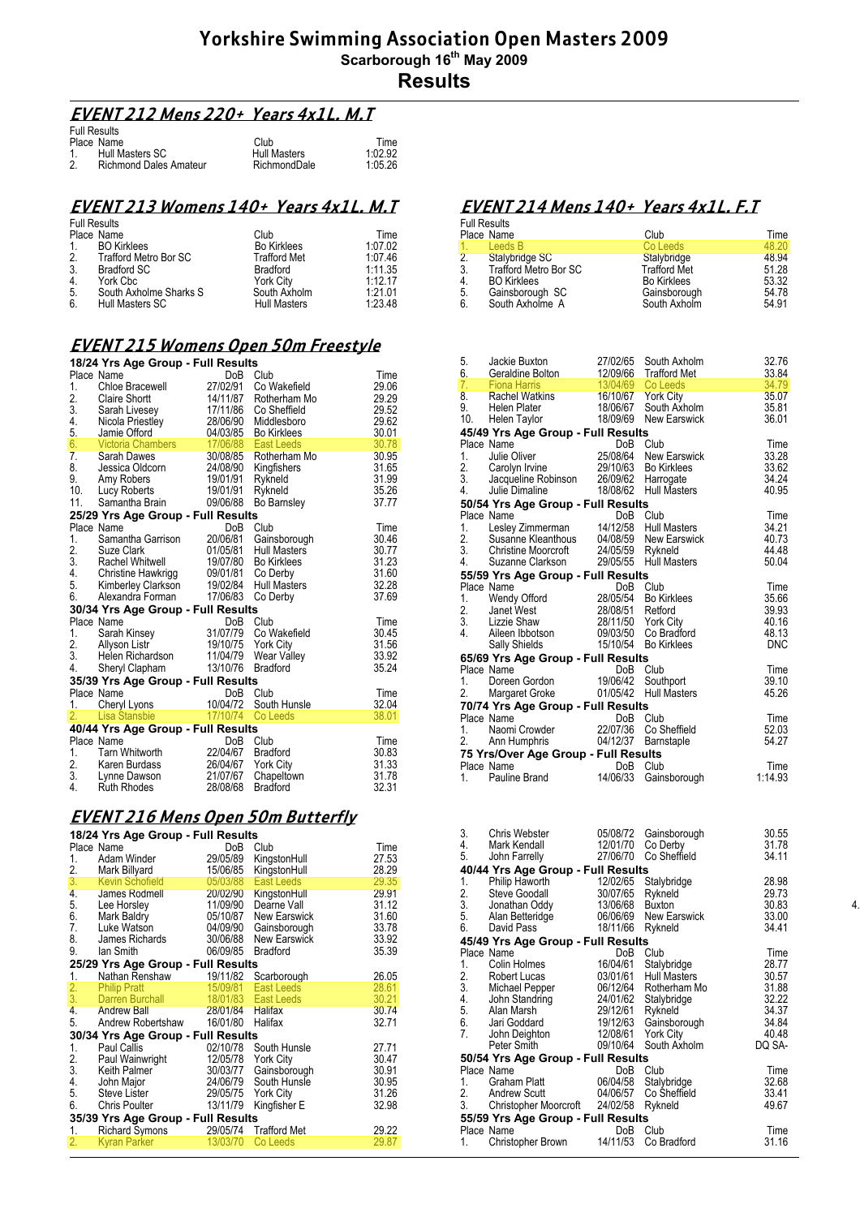# Yorkshire Swimming Association Open Masters 2009

**Scarborough 16th May 2009**

## Results

## EVENT 212 Mens 220+ Years 4x1L. M.T

Full Results

| Place | Name | Club | Time |
|---|---|---|---|
| 1. | Hull Masters SC | Hull Masters | 1:02.92 |
| 2. | Richmond Dales Amateur | RichmondDale | 1:05.26 |

## EVENT 213 Womens 140+ Years 4x1L. M.T

Full Results

| Place | Name | Club | Time |
|---|---|---|---|
| 1. | BO Kirklees | Bo Kirklees | 1:07.02 |
| 2. | Trafford Metro Bor SC | Trafford Met | 1:07.46 |
| 3. | Bradford SC | Bradford | 1:11.35 |
| 4. | York Cbc | York City | 1:12.17 |
| 5. | South Axholme Sharks S | South Axholm | 1:21.01 |
| 6. | Hull Masters SC | Hull Masters | 1:23.48 |

## EVENT 214 Mens 140+ Years 4x1L. F.T

Full Results

| Place | Name | Club | Time |
|---|---|---|---|
| 1. | Leeds B | Co Leeds | 48.20 |
| 2. | Stalybridge SC | Stalybridge | 48.94 |
| 3. | Trafford Metro Bor SC | Trafford Met | 51.28 |
| 4. | BO Kirklees | Bo Kirklees | 53.32 |
| 5. | Gainsborough SC | Gainsborough | 54.78 |
| 6. | South Axholme A | South Axholm | 54.91 |

## EVENT 215 Womens Open 50m Freestyle

**18/24 Yrs Age Group - Full Results**

| Place | Name | DoB | Club | Time |
|---|---|---|---|---|
| 1. | Chloe Bracewell | 27/02/91 | Co Wakefield | 29.06 |
| 2. | Claire Shortt | 14/11/87 | Rotherham Mo | 29.29 |
| 3. | Sarah Livesey | 17/11/86 | Co Sheffield | 29.52 |
| 4. | Nicola Priestley | 28/06/90 | Middlesboro | 29.62 |
| 5. | Jamie Offord | 04/03/85 | Bo Kirklees | 30.01 |
| 6. | Victoria Chambers | 17/06/88 | East Leeds | 30.78 |
| 7. | Sarah Dawes | 30/08/85 | Rotherham Mo | 30.95 |
| 8. | Jessica Oldcorn | 24/08/90 | Kingfishers | 31.65 |
| 9. | Amy Robers | 19/01/91 | Rykneld | 31.99 |
| 10. | Lucy Roberts | 19/01/91 | Rykneld | 35.26 |
| 11. | Samantha Brain | 09/06/88 | Bo Barnsley | 37.77 |

**25/29 Yrs Age Group - Full Results**

| Place | Name | DoB | Club | Time |
|---|---|---|---|---|
| 1. | Samantha Garrison | 20/06/81 | Gainsborough | 30.46 |
| 2. | Suze Clark | 01/05/81 | Hull Masters | 30.77 |
| 3. | Rachel Whitwell | 19/07/80 | Bo Kirklees | 31.23 |
| 4. | Christine Hawkrigg | 09/01/81 | Co Derby | 31.60 |
| 5. | Kimberley Clarkson | 19/02/84 | Hull Masters | 32.28 |
| 6. | Alexandra Forman | 17/06/83 | Co Derby | 37.69 |

**30/34 Yrs Age Group - Full Results**

| Place | Name | DoB | Club | Time |
|---|---|---|---|---|
| 1. | Sarah Kinsey | 31/07/79 | Co Wakefield | 30.45 |
| 2. | Allyson Listr | 19/10/75 | York City | 31.56 |
| 3. | Helen Richardson | 11/04/79 | Wear Valley | 33.92 |
| 4. | Sheryl Clapham | 13/10/76 | Bradford | 35.24 |

**35/39 Yrs Age Group - Full Results**

| Place | Name | DoB | Club | Time |
|---|---|---|---|---|
| 1. | Cheryl Lyons | 10/04/72 | South Hunsle | 32.04 |
| 2. | Lisa Stansbie | 17/10/74 | Co Leeds | 38.01 |

**40/44 Yrs Age Group - Full Results**

| Place | Name | DoB | Club | Time |
|---|---|---|---|---|
| 1. | Tarn Whitworth | 22/04/67 | Bradford | 30.83 |
| 2. | Karen Burdass | 26/04/67 | York City | 31.33 |
| 3. | Lynne Dawson | 21/07/67 | Chapeltown | 31.78 |
| 4. | Ruth Rhodes | 28/08/68 | Bradford | 32.31 |
| 5. | Jackie Buxton | 27/02/65 | South Axholm | 32.76 |
| 6. | Geraldine Bolton | 12/09/66 | Trafford Met | 33.84 |
| 7. | Fiona Harris | 13/04/69 | Co Leeds | 34.79 |
| 8. | Rachel Watkins | 16/10/67 | York City | 35.07 |
| 9. | Helen Plater | 18/06/67 | South Axholm | 35.81 |
| 10. | Helen Taylor | 18/09/69 | New Earswick | 36.01 |

**45/49 Yrs Age Group - Full Results**

| Place | Name | DoB | Club | Time |
|---|---|---|---|---|
| 1. | Julie Oliver | 25/08/64 | New Earswick | 33.28 |
| 2. | Carolyn Irvine | 29/10/63 | Bo Kirklees | 33.62 |
| 3. | Jacqueline Robinson | 26/09/62 | Harrogate | 34.24 |
| 4. | Julie Dimaline | 18/08/62 | Hull Masters | 40.95 |

**50/54 Yrs Age Group - Full Results**

| Place | Name | DoB | Club | Time |
|---|---|---|---|---|
| 1. | Lesley Zimmerman | 14/12/58 | Hull Masters | 34.21 |
| 2. | Susanne Kleanthous | 04/08/59 | New Earswick | 40.73 |
| 3. | Christine Moorcroft | 24/05/59 | Rykneld | 44.48 |
| 4. | Suzanne Clarkson | 29/05/55 | Hull Masters | 50.04 |

**55/59 Yrs Age Group - Full Results**

| Place | Name | DoB | Club | Time |
|---|---|---|---|---|
| 1. | Wendy Offord | 28/05/54 | Bo Kirklees | 35.66 |
| 2. | Janet West | 28/08/51 | Retford | 39.93 |
| 3. | Lizzie Shaw | 28/11/50 | York City | 40.16 |
| 4. | Aileen Ibbotson | 09/03/50 | Co Bradford | 48.13 |
| | Sally Shields | 15/10/54 | Bo Kirklees | DNC |

**65/69 Yrs Age Group - Full Results**

| Place | Name | DoB | Club | Time |
|---|---|---|---|---|
| 1. | Doreen Gordon | 19/06/42 | Southport | 39.10 |
| 2. | Margaret Groke | 01/05/42 | Hull Masters | 45.26 |

**70/74 Yrs Age Group - Full Results**

| Place | Name | DoB | Club | Time |
|---|---|---|---|---|
| 1. | Naomi Crowder | 22/07/36 | Co Sheffield | 52.03 |
| 2. | Ann Humphris | 04/12/37 | Barnstaple | 54.27 |

**75 Yrs/Over Age Group - Full Results**

| Place | Name | DoB | Club | Time |
|---|---|---|---|---|
| 1. | Pauline Brand | 14/06/33 | Gainsborough | 1:14.93 |

## EVENT 216 Mens Open 50m Butterfly

**18/24 Yrs Age Group - Full Results**

| Place | Name | DoB | Club | Time |
|---|---|---|---|---|
| 1. | Adam Winder | 29/05/89 | KingstonHull | 27.53 |
| 2. | Mark Billyard | 15/06/85 | KingstonHull | 28.29 |
| 3. | Kevin Schofield | 05/03/88 | East Leeds | 29.35 |
| 4. | James Rodmell | 20/02/90 | KingstonHull | 29.91 |
| 5. | Lee Horsley | 11/09/90 | Dearne Vall | 31.12 |
| 6. | Mark Baldry | 05/10/87 | New Earswick | 31.60 |
| 7. | Luke Watson | 04/09/90 | Gainsborough | 33.78 |
| 8. | James Richards | 30/06/88 | New Earswick | 33.92 |
| 9. | Ian Smith | 06/09/85 | Bradford | 35.39 |

**25/29 Yrs Age Group - Full Results**

| Place | Name | DoB | Club | Time |
|---|---|---|---|---|
| 1. | Nathan Renshaw | 19/11/82 | Scarborough | 26.05 |
| 2. | Philip Pratt | 15/09/81 | East Leeds | 28.61 |
| 3. | Darren Burchall | 18/01/83 | East Leeds | 30.21 |
| 4. | Andrew Ball | 28/01/84 | Halifax | 30.74 |
| 5. | Andrew Robertshaw | 16/01/80 | Halifax | 32.71 |

**30/34 Yrs Age Group - Full Results**

| Place | Name | DoB | Club | Time |
|---|---|---|---|---|
| 1. | Paul Callis | 02/10/78 | South Hunsle | 27.71 |
| 2. | Paul Wainwright | 12/05/78 | York City | 30.47 |
| 3. | Keith Palmer | 30/03/77 | Gainsborough | 30.91 |
| 4. | John Major | 24/06/79 | South Hunsle | 30.95 |
| 5. | Steve Lister | 29/05/75 | York City | 31.26 |
| 6. | Chris Poulter | 13/11/79 | Kingfisher E | 32.98 |

**35/39 Yrs Age Group - Full Results**

| Place | Name | DoB | Club | Time |
|---|---|---|---|---|
| 1. | Richard Symons | 29/05/74 | Trafford Met | 29.22 |
| 2. | Kyran Parker | 13/03/70 | Co Leeds | 29.87 |
| 3. | Chris Webster | 05/08/72 | Gainsborough | 30.55 |
| 4. | Mark Kendall | 12/01/70 | Co Derby | 31.78 |
| 5. | John Farrelly | 27/06/70 | Co Sheffield | 34.11 |

**40/44 Yrs Age Group - Full Results**

| Place | Name | DoB | Club | Time |
|---|---|---|---|---|
| 1. | Philip Haworth | 12/02/65 | Stalybridge | 28.98 |
| 2. | Steve Goodall | 30/07/65 | Rykneld | 29.73 |
| 3. | Jonathan Oddy | 13/06/68 | Buxton | 30.83 |
| 4. | Alan Betteridge | 06/06/69 | New Earswick | 33.00 |
| 5. | David Pass | 18/11/66 | Rykneld | 34.41 |

**45/49 Yrs Age Group - Full Results**

| Place | Name | DoB | Club | Time |
|---|---|---|---|---|
| 1. | Colin Holmes | 16/04/61 | Stalybridge | 28.77 |
| 2. | Robert Lucas | 03/01/61 | Hull Masters | 30.57 |
| 3. | Michael Pepper | 06/12/64 | Rotherham Mo | 31.88 |
| 4. | John Standring | 24/01/62 | Stalybridge | 32.22 |
| 5. | Alan Marsh | 29/12/61 | Rykneld | 34.37 |
| 6. | Jari Goddard | 19/12/63 | Gainsborough | 34.84 |
| 7. | John Deighton | 12/08/61 | York City | 40.48 |
| | Peter Smith | 09/10/64 | South Axholm | DQ SA- |

**50/54 Yrs Age Group - Full Results**

| Place | Name | DoB | Club | Time |
|---|---|---|---|---|
| 1. | Graham Platt | 06/04/58 | Stalybridge | 32.68 |
| 2. | Andrew Scutt | 04/06/57 | Co Sheffield | 33.41 |
| 3. | Christopher Moorcroft | 24/02/58 | Rykneld | 49.67 |

**55/59 Yrs Age Group - Full Results**

| Place | Name | DoB | Club | Time |
|---|---|---|---|---|
| 1. | Christopher Brown | 14/11/53 | Co Bradford | 31.16 |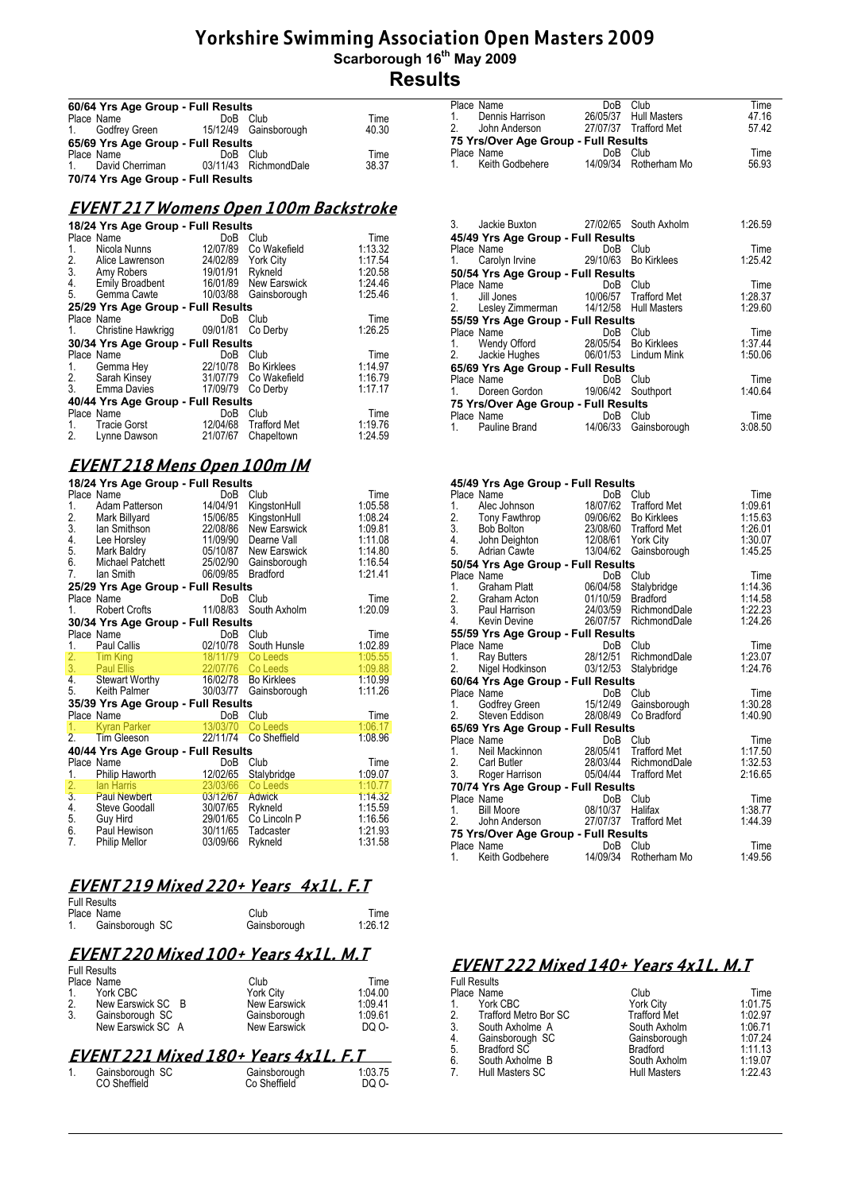# Yorkshire Swimming Association Open Masters 2009

**Scarborough 16th May 2009**

## Results

**60/64 Yrs Age Group - Full Results**

| Place | Name | DoB | Club | Time |
|---|---|---|---|---|
| 1. | Godfrey Green | 15/12/49 | Gainsborough | 40.30 |

**65/69 Yrs Age Group - Full Results**

| Place | Name | DoB | Club | Time |
|---|---|---|---|---|
| 1. | David Cherriman | 03/11/43 | RichmondDale | 38.37 |

**70/74 Yrs Age Group - Full Results**

| Place | Name | DoB | Club | Time |
|---|---|---|---|---|
| 1. | Dennis Harrison | 26/05/37 | Hull Masters | 47.16 |
| 2. | John Anderson | 27/07/37 | Trafford Met | 57.42 |

**75 Yrs/Over Age Group - Full Results**

| Place | Name | DoB | Club | Time |
|---|---|---|---|---|
| 1. | Keith Godbehere | 14/09/34 | Rotherham Mo | 56.93 |

## EVENT 217 Womens Open 100m Backstroke

**18/24 Yrs Age Group - Full Results**

| Place | Name | DoB | Club | Time |
|---|---|---|---|---|
| 1. | Nicola Nunns | 12/07/89 | Co Wakefield | 1:13.32 |
| 2. | Alice Lawrenson | 24/02/89 | York City | 1:17.54 |
| 3. | Amy Robers | 19/01/91 | Rykneld | 1:20.58 |
| 4. | Emily Broadbent | 16/01/89 | New Earswick | 1:24.46 |
| 5. | Gemma Cawte | 10/03/88 | Gainsborough | 1:25.46 |

**25/29 Yrs Age Group - Full Results**

| Place | Name | DoB | Club | Time |
|---|---|---|---|---|
| 1. | Christine Hawkrigg | 09/01/81 | Co Derby | 1:26.25 |

**30/34 Yrs Age Group - Full Results**

| Place | Name | DoB | Club | Time |
|---|---|---|---|---|
| 1. | Gemma Hey | 22/10/78 | Bo Kirklees | 1:14.97 |
| 2. | Sarah Kinsey | 31/07/79 | Co Wakefield | 1:16.79 |
| 3. | Emma Davies | 17/09/79 | Co Derby | 1:17.17 |

**40/44 Yrs Age Group - Full Results**

| Place | Name | DoB | Club | Time |
|---|---|---|---|---|
| 1. | Tracie Gorst | 12/04/68 | Trafford Met | 1:19.76 |
| 2. | Lynne Dawson | 21/07/67 | Chapeltown | 1:24.59 |
| 3. | Jackie Buxton | 27/02/65 | South Axholm | 1:26.59 |

**45/49 Yrs Age Group - Full Results**

| Place | Name | DoB | Club | Time |
|---|---|---|---|---|
| 1. | Carolyn Irvine | 29/10/63 | Bo Kirklees | 1:25.42 |

**50/54 Yrs Age Group - Full Results**

| Place | Name | DoB | Club | Time |
|---|---|---|---|---|
| 1. | Jill Jones | 10/06/57 | Trafford Met | 1:28.37 |
| 2. | Lesley Zimmerman | 14/12/58 | Hull Masters | 1:29.60 |

**55/59 Yrs Age Group - Full Results**

| Place | Name | DoB | Club | Time |
|---|---|---|---|---|
| 1. | Wendy Offord | 28/05/54 | Bo Kirklees | 1:37.44 |
| 2. | Jackie Hughes | 06/01/53 | Lindum Mink | 1:50.06 |

**65/69 Yrs Age Group - Full Results**

| Place | Name | DoB | Club | Time |
|---|---|---|---|---|
| 1. | Doreen Gordon | 19/06/42 | Southport | 1:40.64 |

**75 Yrs/Over Age Group - Full Results**

| Place | Name | DoB | Club | Time |
|---|---|---|---|---|
| 1. | Pauline Brand | 14/06/33 | Gainsborough | 3:08.50 |

## EVENT 218 Mens Open 100m IM

**18/24 Yrs Age Group - Full Results**

| Place | Name | DoB | Club | Time |
|---|---|---|---|---|
| 1. | Adam Patterson | 14/04/91 | KingstonHull | 1:05.58 |
| 2. | Mark Billyard | 15/06/85 | KingstonHull | 1:08.24 |
| 3. | Ian Smithson | 22/08/86 | New Earswick | 1:09.81 |
| 4. | Lee Horsley | 11/09/90 | Dearne Vall | 1:11.08 |
| 5. | Mark Baldry | 05/10/87 | New Earswick | 1:14.80 |
| 6. | Michael Patchett | 25/02/90 | Gainsborough | 1:16.54 |
| 7. | Ian Smith | 06/09/85 | Bradford | 1:21.41 |

**25/29 Yrs Age Group - Full Results**

| Place | Name | DoB | Club | Time |
|---|---|---|---|---|
| 1. | Robert Crofts | 11/08/83 | South Axholm | 1:20.09 |

**30/34 Yrs Age Group - Full Results**

| Place | Name | DoB | Club | Time |
|---|---|---|---|---|
| 1. | Paul Callis | 02/10/78 | South Hunsle | 1:02.89 |
| 2. | Tim King | 18/11/79 | Co Leeds | 1:05.55 |
| 3. | Paul Ellis | 22/07/76 | Co Leeds | 1:09.88 |
| 4. | Stewart Worthy | 16/02/78 | Bo Kirklees | 1:10.99 |
| 5. | Keith Palmer | 30/03/77 | Gainsborough | 1:11.26 |

**35/39 Yrs Age Group - Full Results**

| Place | Name | DoB | Club | Time |
|---|---|---|---|---|
| 1. | Kyran Parker | 13/03/70 | Co Leeds | 1:06.17 |
| 2. | Tim Gleeson | 22/11/74 | Co Sheffield | 1:08.96 |

**40/44 Yrs Age Group - Full Results**

| Place | Name | DoB | Club | Time |
|---|---|---|---|---|
| 1. | Philip Haworth | 12/02/65 | Stalybridge | 1:09.07 |
| 2. | Ian Harris | 23/03/66 | Co Leeds | 1:10.77 |
| 3. | Paul Newbert | 03/12/67 | Adwick | 1:14.32 |
| 4. | Steve Goodall | 30/07/65 | Rykneld | 1:15.59 |
| 5. | Guy Hird | 29/01/65 | Co Lincoln P | 1:16.56 |
| 6. | Paul Hewison | 30/11/65 | Tadcaster | 1:21.93 |
| 7. | Philip Mellor | 03/09/66 | Rykneld | 1:31.58 |

**45/49 Yrs Age Group - Full Results**

| Place | Name | DoB | Club | Time |
|---|---|---|---|---|
| 1. | Alec Johnson | 18/07/62 | Trafford Met | 1:09.61 |
| 2. | Tony Fawthrop | 09/06/62 | Bo Kirklees | 1:15.63 |
| 3. | Bob Bolton | 23/08/60 | Trafford Met | 1:26.01 |
| 4. | John Deighton | 12/08/61 | York City | 1:30.07 |
| 5. | Adrian Cawte | 13/04/62 | Gainsborough | 1:45.25 |

**50/54 Yrs Age Group - Full Results**

| Place | Name | DoB | Club | Time |
|---|---|---|---|---|
| 1. | Graham Platt | 06/04/58 | Stalybridge | 1:14.36 |
| 2. | Graham Acton | 01/10/59 | Bradford | 1:14.58 |
| 3. | Paul Harrison | 24/03/59 | RichmondDale | 1:22.23 |
| 4. | Kevin Devine | 26/07/57 | RichmondDale | 1:24.26 |

**55/59 Yrs Age Group - Full Results**

| Place | Name | DoB | Club | Time |
|---|---|---|---|---|
| 1. | Ray Butters | 28/12/51 | RichmondDale | 1:23.07 |
| 2. | Nigel Hodkinson | 03/12/53 | Stalybridge | 1:24.76 |

**60/64 Yrs Age Group - Full Results**

| Place | Name | DoB | Club | Time |
|---|---|---|---|---|
| 1. | Godfrey Green | 15/12/49 | Gainsborough | 1:30.28 |
| 2. | Steven Eddison | 28/08/49 | Co Bradford | 1:40.90 |

**65/69 Yrs Age Group - Full Results**

| Place | Name | DoB | Club | Time |
|---|---|---|---|---|
| 1. | Neil Mackinnon | 28/05/41 | Trafford Met | 1:17.50 |
| 2. | Carl Butler | 28/03/44 | RichmondDale | 1:32.53 |
| 3. | Roger Harrison | 05/04/44 | Trafford Met | 2:16.65 |

**70/74 Yrs Age Group - Full Results**

| Place | Name | DoB | Club | Time |
|---|---|---|---|---|
| 1. | Bill Moore | 08/10/37 | Halifax | 1:38.77 |
| 2. | John Anderson | 27/07/37 | Trafford Met | 1:44.39 |

**75 Yrs/Over Age Group - Full Results**

| Place | Name | DoB | Club | Time |
|---|---|---|---|---|
| 1. | Keith Godbehere | 14/09/34 | Rotherham Mo | 1:49.56 |

## EVENT 219 Mixed 220+ Years 4x1L. F.T

Full Results

| Place | Name | Club | Time |
|---|---|---|---|
| 1. | Gainsborough SC | Gainsborough | 1:26.12 |

## EVENT 220 Mixed 100+ Years 4x1L. M.T

Full Results

| Place | Name | Club | Time |
|---|---|---|---|
| 1. | York CBC | York City | 1:04.00 |
| 2. | New Earswick SC B | New Earswick | 1:09.41 |
| 3. | Gainsborough SC | Gainsborough | 1:09.61 |
| | New Earswick SC A | New Earswick | DQ O- |

## EVENT 221 Mixed 180+ Years 4x1L. F.T

| Place | Name | Club | Time |
|---|---|---|---|
| 1. | Gainsborough SC | Gainsborough | 1:03.75 |
| | CO Sheffield | Co Sheffield | DQ O- |

## EVENT 222 Mixed 140+ Years 4x1L. M.T

Full Results

| Place | Name | Club | Time |
|---|---|---|---|
| 1. | York CBC | York City | 1:01.75 |
| 2. | Trafford Metro Bor SC | Trafford Met | 1:02.97 |
| 3. | South Axholme A | South Axholm | 1:06.71 |
| 4. | Gainsborough SC | Gainsborough | 1:07.24 |
| 5. | Bradford SC | Bradford | 1:11.13 |
| 6. | South Axholme B | South Axholm | 1:19.07 |
| 7. | Hull Masters SC | Hull Masters | 1:22.43 |